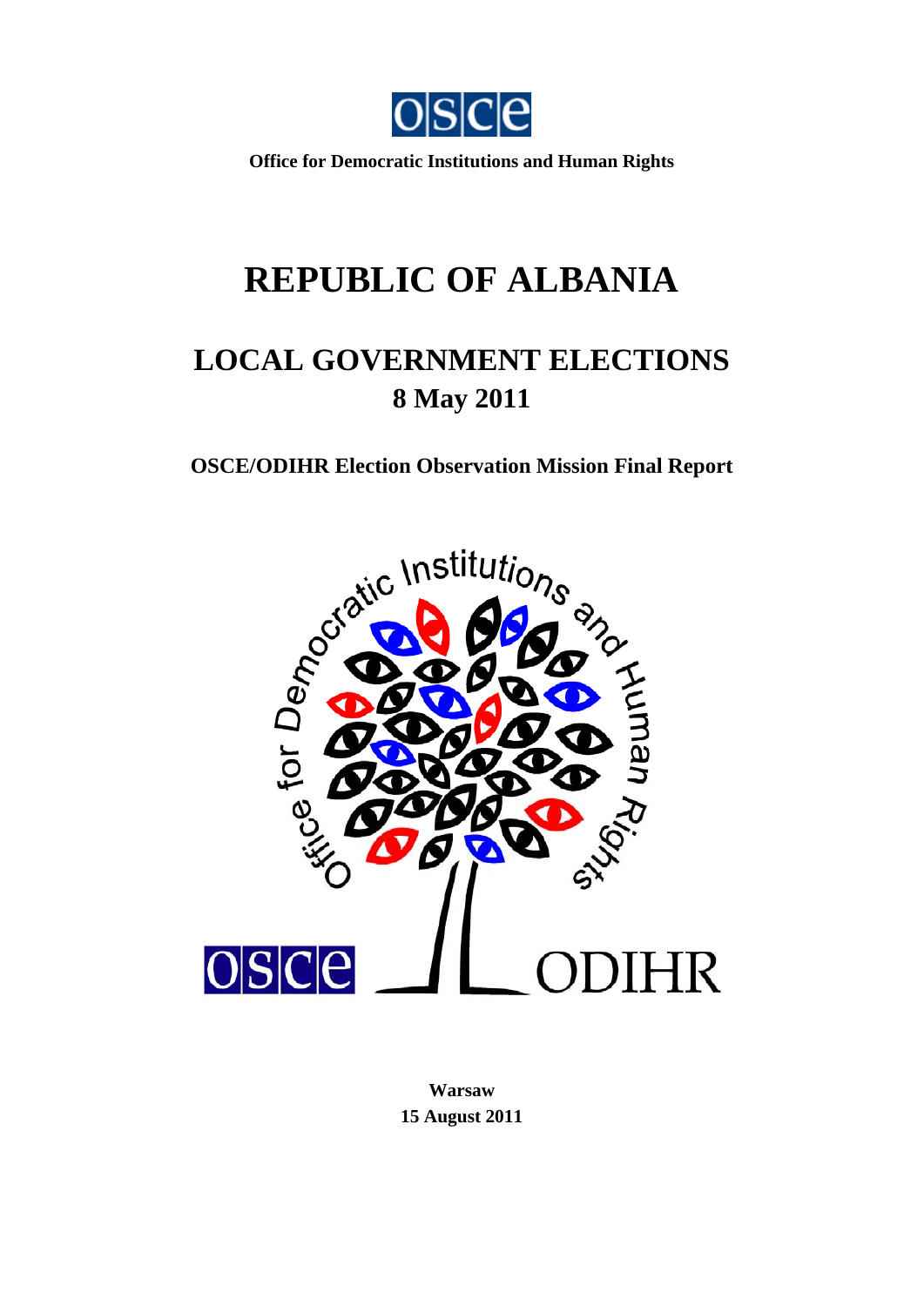**Office for Democratic Institutions and Human Rights**

# REPUBLIC OF ALBANIA

## LOCAL GOVERNMENT ELECTIONS
## 8 May 2011

**OSCE/ODIHR Election Observation Mission Final Report**

**Warsaw**
**15 August 2011**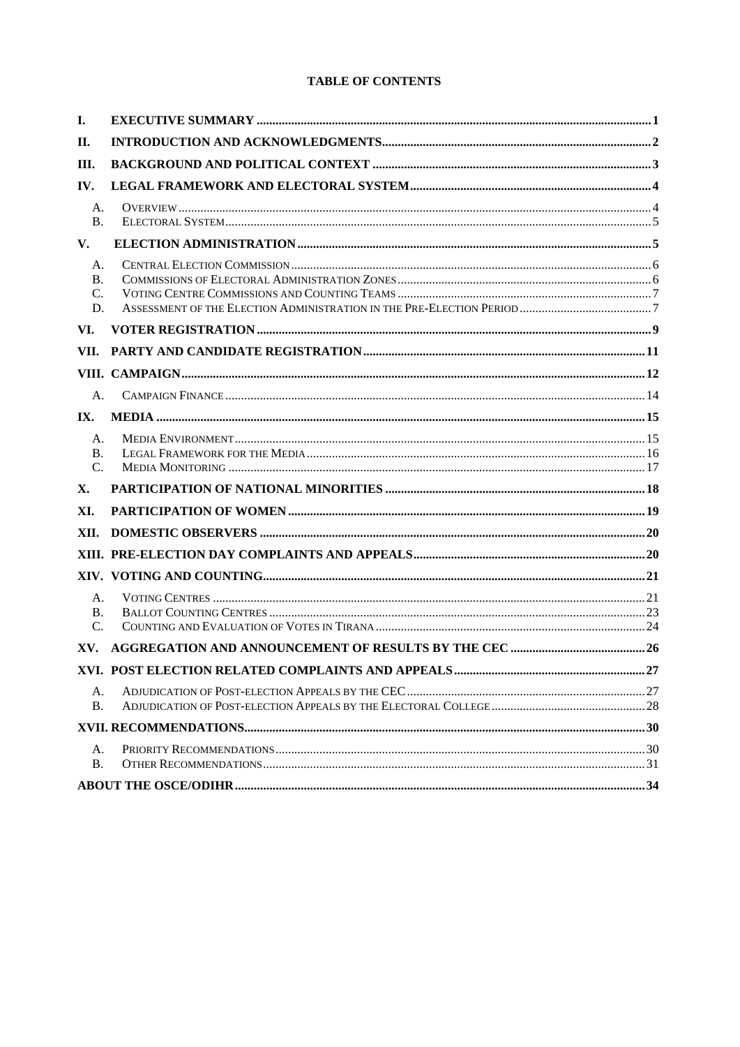**TABLE OF CONTENTS**

| | | |
|---|---|---|
| **I.** | **EXECUTIVE SUMMARY** | **1** |
| **II.** | **INTRODUCTION AND ACKNOWLEDGMENTS** | **2** |
| **III.** | **BACKGROUND AND POLITICAL CONTEXT** | **3** |
| **IV.** | **LEGAL FRAMEWORK AND ELECTORAL SYSTEM** | **4** |
| A. | OVERVIEW | 4 |
| B. | ELECTORAL SYSTEM | 5 |
| **V.** | **ELECTION ADMINISTRATION** | **5** |
| A. | CENTRAL ELECTION COMMISSION | 6 |
| B. | COMMISSIONS OF ELECTORAL ADMINISTRATION ZONES | 6 |
| C. | VOTING CENTRE COMMISSIONS AND COUNTING TEAMS | 7 |
| D. | ASSESSMENT OF THE ELECTION ADMINISTRATION IN THE PRE-ELECTION PERIOD | 7 |
| **VI.** | **VOTER REGISTRATION** | **9** |
| **VII.** | **PARTY AND CANDIDATE REGISTRATION** | **11** |
| **VIII.** | **CAMPAIGN** | **12** |
| A. | CAMPAIGN FINANCE | 14 |
| **IX.** | **MEDIA** | **15** |
| A. | MEDIA ENVIRONMENT | 15 |
| B. | LEGAL FRAMEWORK FOR THE MEDIA | 16 |
| C. | MEDIA MONITORING | 17 |
| **X.** | **PARTICIPATION OF NATIONAL MINORITIES** | **18** |
| **XI.** | **PARTICIPATION OF WOMEN** | **19** |
| **XII.** | **DOMESTIC OBSERVERS** | **20** |
| **XIII.** | **PRE-ELECTION DAY COMPLAINTS AND APPEALS** | **20** |
| **XIV.** | **VOTING AND COUNTING** | **21** |
| A. | VOTING CENTRES | 21 |
| B. | BALLOT COUNTING CENTRES | 23 |
| C. | COUNTING AND EVALUATION OF VOTES IN TIRANA | 24 |
| **XV.** | **AGGREGATION AND ANNOUNCEMENT OF RESULTS BY THE CEC** | **26** |
| **XVI.** | **POST ELECTION RELATED COMPLAINTS AND APPEALS** | **27** |
| A. | ADJUDICATION OF POST-ELECTION APPEALS BY THE CEC | 27 |
| B. | ADJUDICATION OF POST-ELECTION APPEALS BY THE ELECTORAL COLLEGE | 28 |
| **XVII.** | **RECOMMENDATIONS** | **30** |
| A. | PRIORITY RECOMMENDATIONS | 30 |
| B. | OTHER RECOMMENDATIONS | 31 |
| | **ABOUT THE OSCE/ODIHR** | **34** |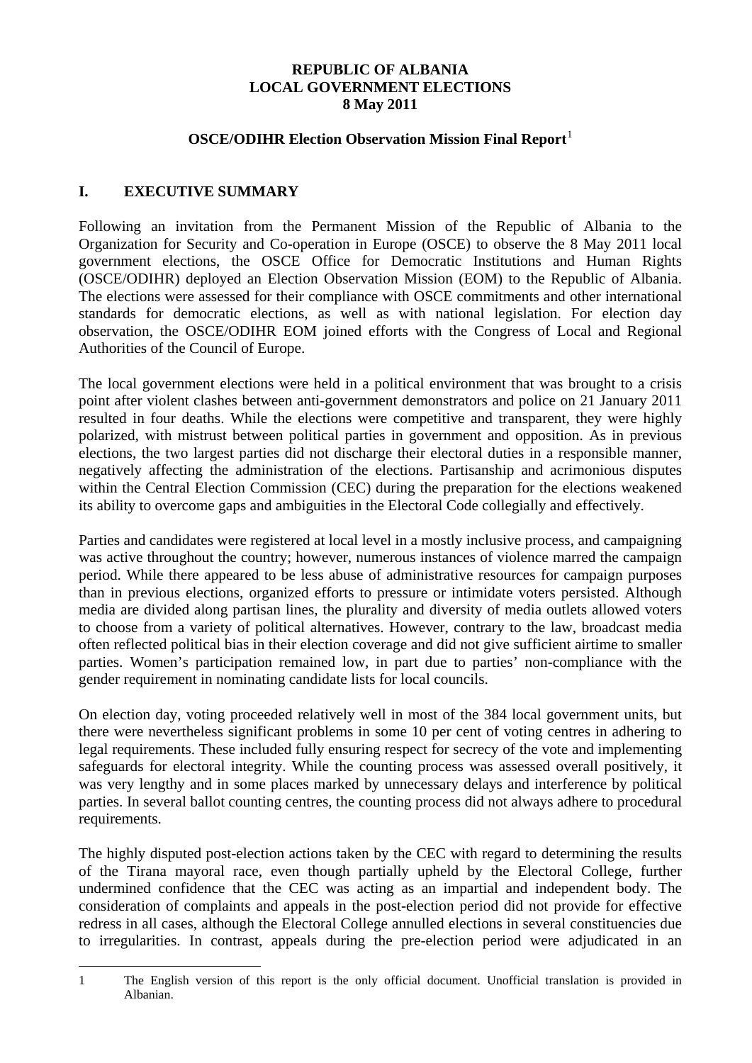**REPUBLIC OF ALBANIA**
**LOCAL GOVERNMENT ELECTIONS**
**8 May 2011**

**OSCE/ODIHR Election Observation Mission Final Report**[1]

## I. EXECUTIVE SUMMARY

Following an invitation from the Permanent Mission of the Republic of Albania to the Organization for Security and Co-operation in Europe (OSCE) to observe the 8 May 2011 local government elections, the OSCE Office for Democratic Institutions and Human Rights (OSCE/ODIHR) deployed an Election Observation Mission (EOM) to the Republic of Albania. The elections were assessed for their compliance with OSCE commitments and other international standards for democratic elections, as well as with national legislation. For election day observation, the OSCE/ODIHR EOM joined efforts with the Congress of Local and Regional Authorities of the Council of Europe.

The local government elections were held in a political environment that was brought to a crisis point after violent clashes between anti-government demonstrators and police on 21 January 2011 resulted in four deaths. While the elections were competitive and transparent, they were highly polarized, with mistrust between political parties in government and opposition. As in previous elections, the two largest parties did not discharge their electoral duties in a responsible manner, negatively affecting the administration of the elections. Partisanship and acrimonious disputes within the Central Election Commission (CEC) during the preparation for the elections weakened its ability to overcome gaps and ambiguities in the Electoral Code collegially and effectively.

Parties and candidates were registered at local level in a mostly inclusive process, and campaigning was active throughout the country; however, numerous instances of violence marred the campaign period. While there appeared to be less abuse of administrative resources for campaign purposes than in previous elections, organized efforts to pressure or intimidate voters persisted. Although media are divided along partisan lines, the plurality and diversity of media outlets allowed voters to choose from a variety of political alternatives. However, contrary to the law, broadcast media often reflected political bias in their election coverage and did not give sufficient airtime to smaller parties. Women's participation remained low, in part due to parties' non-compliance with the gender requirement in nominating candidate lists for local councils.

On election day, voting proceeded relatively well in most of the 384 local government units, but there were nevertheless significant problems in some 10 per cent of voting centres in adhering to legal requirements. These included fully ensuring respect for secrecy of the vote and implementing safeguards for electoral integrity. While the counting process was assessed overall positively, it was very lengthy and in some places marked by unnecessary delays and interference by political parties. In several ballot counting centres, the counting process did not always adhere to procedural requirements.

The highly disputed post-election actions taken by the CEC with regard to determining the results of the Tirana mayoral race, even though partially upheld by the Electoral College, further undermined confidence that the CEC was acting as an impartial and independent body. The consideration of complaints and appeals in the post-election period did not provide for effective redress in all cases, although the Electoral College annulled elections in several constituencies due to irregularities. In contrast, appeals during the pre-election period were adjudicated in an

---

[1] The English version of this report is the only official document. Unofficial translation is provided in Albanian.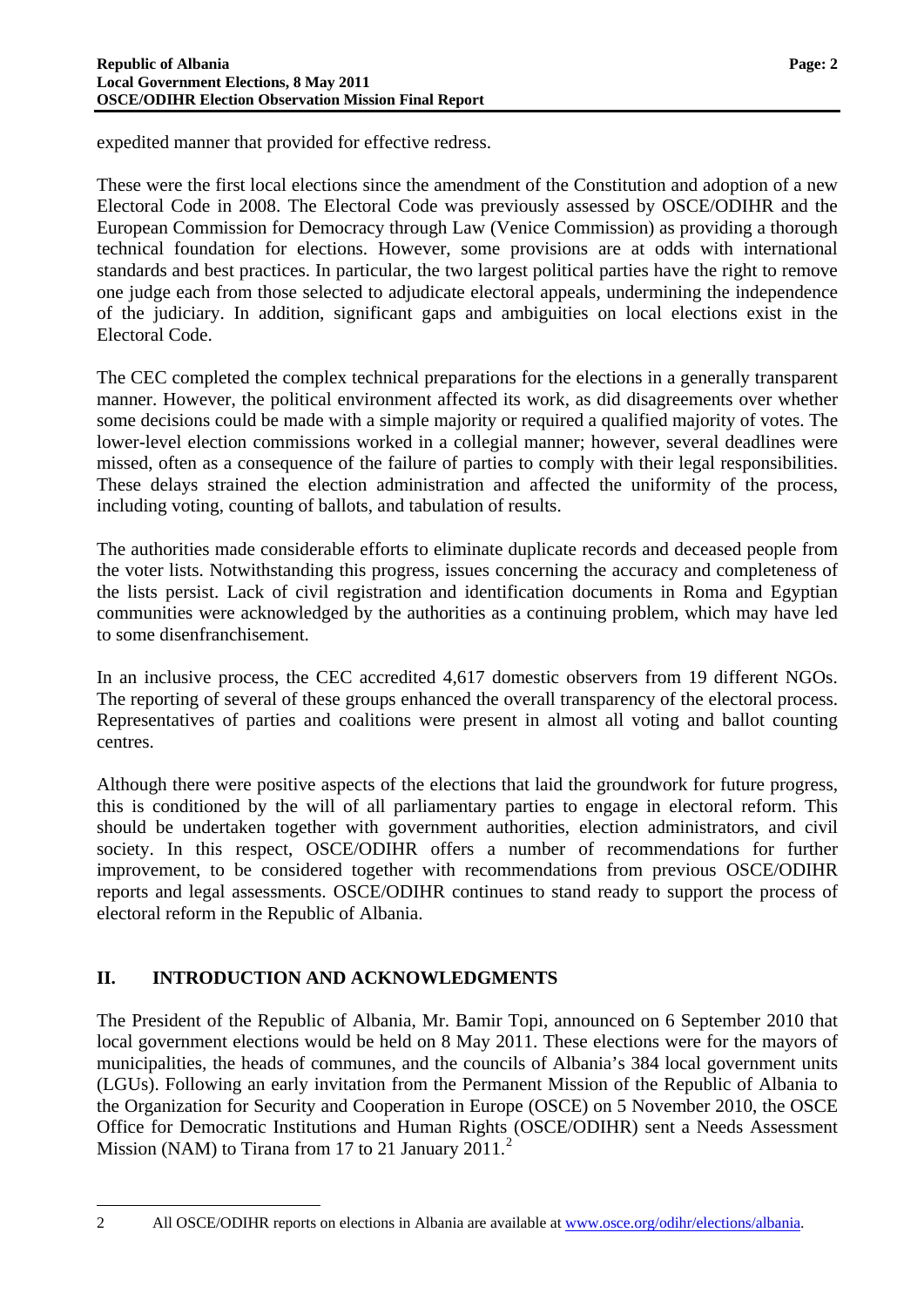expedited manner that provided for effective redress.

These were the first local elections since the amendment of the Constitution and adoption of a new Electoral Code in 2008. The Electoral Code was previously assessed by OSCE/ODIHR and the European Commission for Democracy through Law (Venice Commission) as providing a thorough technical foundation for elections. However, some provisions are at odds with international standards and best practices. In particular, the two largest political parties have the right to remove one judge each from those selected to adjudicate electoral appeals, undermining the independence of the judiciary. In addition, significant gaps and ambiguities on local elections exist in the Electoral Code.

The CEC completed the complex technical preparations for the elections in a generally transparent manner. However, the political environment affected its work, as did disagreements over whether some decisions could be made with a simple majority or required a qualified majority of votes. The lower-level election commissions worked in a collegial manner; however, several deadlines were missed, often as a consequence of the failure of parties to comply with their legal responsibilities. These delays strained the election administration and affected the uniformity of the process, including voting, counting of ballots, and tabulation of results.

The authorities made considerable efforts to eliminate duplicate records and deceased people from the voter lists. Notwithstanding this progress, issues concerning the accuracy and completeness of the lists persist. Lack of civil registration and identification documents in Roma and Egyptian communities were acknowledged by the authorities as a continuing problem, which may have led to some disenfranchisement.

In an inclusive process, the CEC accredited 4,617 domestic observers from 19 different NGOs. The reporting of several of these groups enhanced the overall transparency of the electoral process. Representatives of parties and coalitions were present in almost all voting and ballot counting centres.

Although there were positive aspects of the elections that laid the groundwork for future progress, this is conditioned by the will of all parliamentary parties to engage in electoral reform. This should be undertaken together with government authorities, election administrators, and civil society. In this respect, OSCE/ODIHR offers a number of recommendations for further improvement, to be considered together with recommendations from previous OSCE/ODIHR reports and legal assessments. OSCE/ODIHR continues to stand ready to support the process of electoral reform in the Republic of Albania.

## II. INTRODUCTION AND ACKNOWLEDGMENTS

The President of the Republic of Albania, Mr. Bamir Topi, announced on 6 September 2010 that local government elections would be held on 8 May 2011. These elections were for the mayors of municipalities, the heads of communes, and the councils of Albania's 384 local government units (LGUs). Following an early invitation from the Permanent Mission of the Republic of Albania to the Organization for Security and Cooperation in Europe (OSCE) on 5 November 2010, the OSCE Office for Democratic Institutions and Human Rights (OSCE/ODIHR) sent a Needs Assessment Mission (NAM) to Tirana from 17 to 21 January 2011.[2]

---

2 All OSCE/ODIHR reports on elections in Albania are available at www.osce.org/odihr/elections/albania.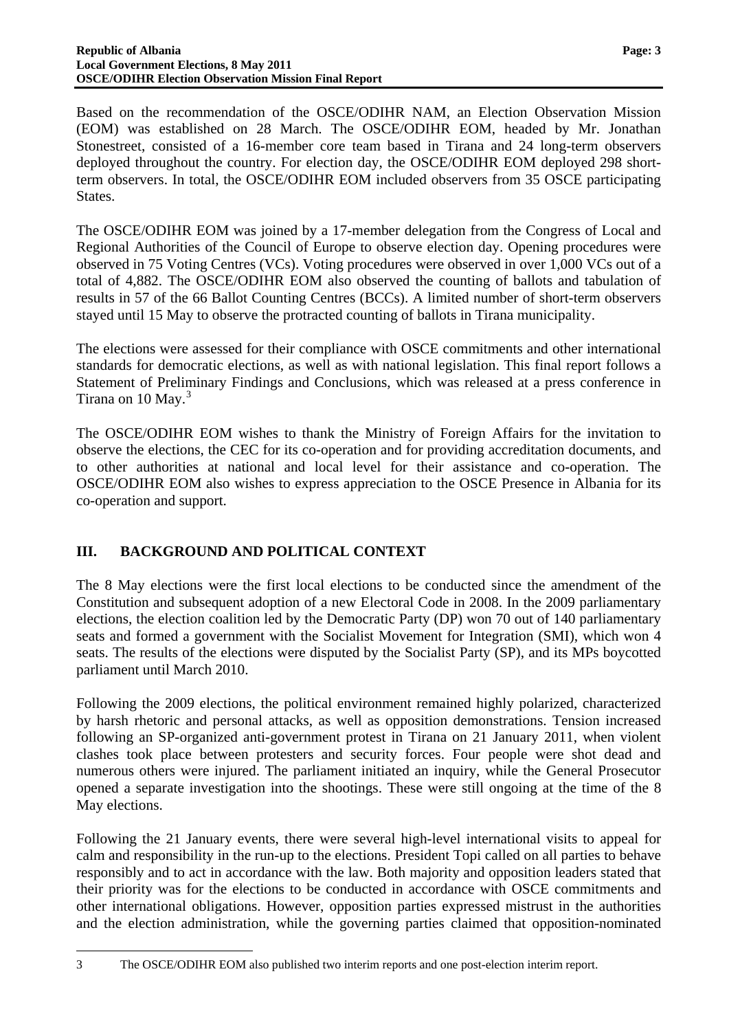Based on the recommendation of the OSCE/ODIHR NAM, an Election Observation Mission (EOM) was established on 28 March. The OSCE/ODIHR EOM, headed by Mr. Jonathan Stonestreet, consisted of a 16-member core team based in Tirana and 24 long-term observers deployed throughout the country. For election day, the OSCE/ODIHR EOM deployed 298 short-term observers. In total, the OSCE/ODIHR EOM included observers from 35 OSCE participating States.

The OSCE/ODIHR EOM was joined by a 17-member delegation from the Congress of Local and Regional Authorities of the Council of Europe to observe election day. Opening procedures were observed in 75 Voting Centres (VCs). Voting procedures were observed in over 1,000 VCs out of a total of 4,882. The OSCE/ODIHR EOM also observed the counting of ballots and tabulation of results in 57 of the 66 Ballot Counting Centres (BCCs). A limited number of short-term observers stayed until 15 May to observe the protracted counting of ballots in Tirana municipality.

The elections were assessed for their compliance with OSCE commitments and other international standards for democratic elections, as well as with national legislation. This final report follows a Statement of Preliminary Findings and Conclusions, which was released at a press conference in Tirana on 10 May.[3]

The OSCE/ODIHR EOM wishes to thank the Ministry of Foreign Affairs for the invitation to observe the elections, the CEC for its co-operation and for providing accreditation documents, and to other authorities at national and local level for their assistance and co-operation. The OSCE/ODIHR EOM also wishes to express appreciation to the OSCE Presence in Albania for its co-operation and support.

## III. BACKGROUND AND POLITICAL CONTEXT

The 8 May elections were the first local elections to be conducted since the amendment of the Constitution and subsequent adoption of a new Electoral Code in 2008. In the 2009 parliamentary elections, the election coalition led by the Democratic Party (DP) won 70 out of 140 parliamentary seats and formed a government with the Socialist Movement for Integration (SMI), which won 4 seats. The results of the elections were disputed by the Socialist Party (SP), and its MPs boycotted parliament until March 2010.

Following the 2009 elections, the political environment remained highly polarized, characterized by harsh rhetoric and personal attacks, as well as opposition demonstrations. Tension increased following an SP-organized anti-government protest in Tirana on 21 January 2011, when violent clashes took place between protesters and security forces. Four people were shot dead and numerous others were injured. The parliament initiated an inquiry, while the General Prosecutor opened a separate investigation into the shootings. These were still ongoing at the time of the 8 May elections.

Following the 21 January events, there were several high-level international visits to appeal for calm and responsibility in the run-up to the elections. President Topi called on all parties to behave responsibly and to act in accordance with the law. Both majority and opposition leaders stated that their priority was for the elections to be conducted in accordance with OSCE commitments and other international obligations. However, opposition parties expressed mistrust in the authorities and the election administration, while the governing parties claimed that opposition-nominated

---

3 The OSCE/ODIHR EOM also published two interim reports and one post-election interim report.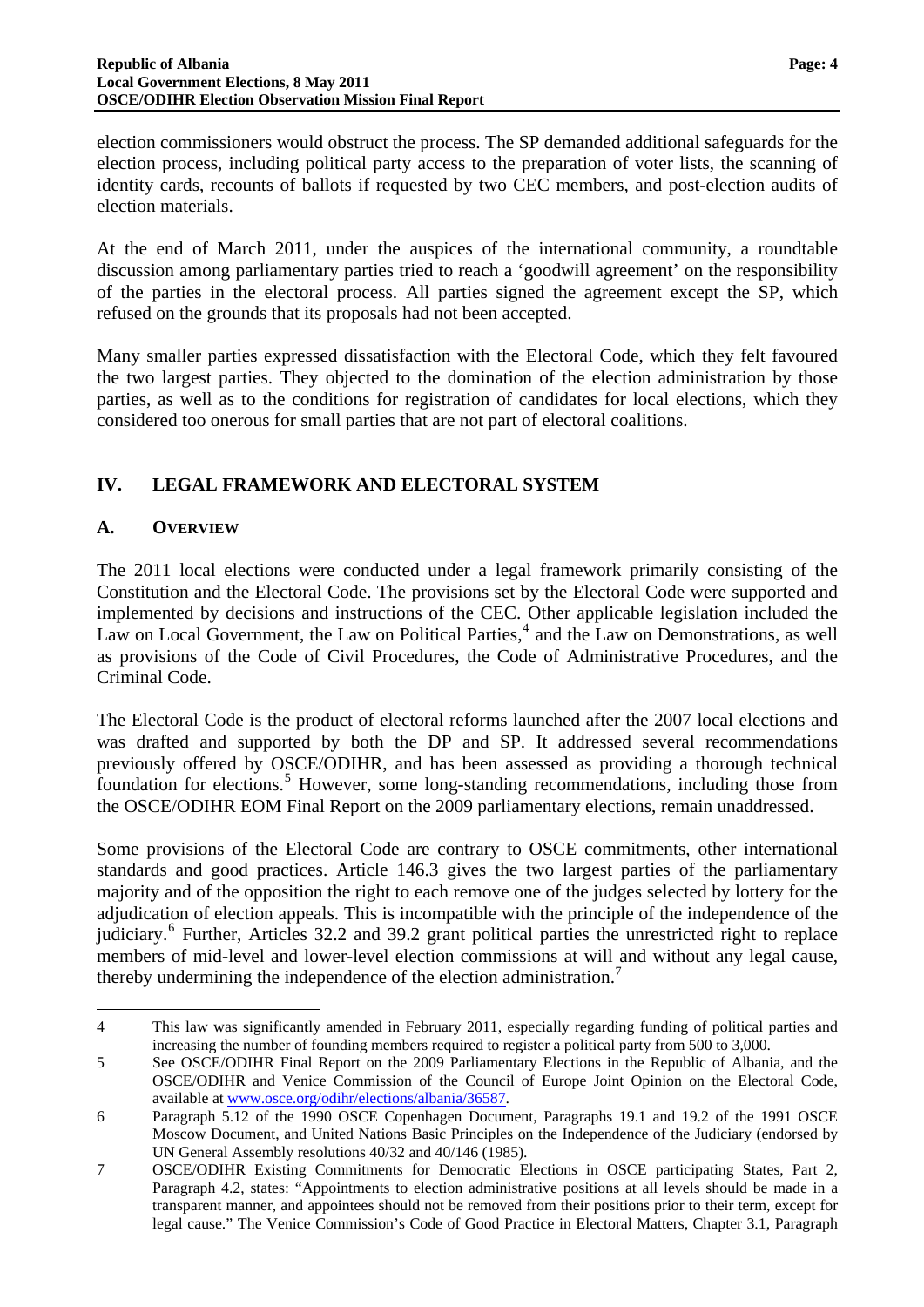election commissioners would obstruct the process. The SP demanded additional safeguards for the election process, including political party access to the preparation of voter lists, the scanning of identity cards, recounts of ballots if requested by two CEC members, and post-election audits of election materials.

At the end of March 2011, under the auspices of the international community, a roundtable discussion among parliamentary parties tried to reach a 'goodwill agreement' on the responsibility of the parties in the electoral process. All parties signed the agreement except the SP, which refused on the grounds that its proposals had not been accepted.

Many smaller parties expressed dissatisfaction with the Electoral Code, which they felt favoured the two largest parties. They objected to the domination of the election administration by those parties, as well as to the conditions for registration of candidates for local elections, which they considered too onerous for small parties that are not part of electoral coalitions.

## IV. LEGAL FRAMEWORK AND ELECTORAL SYSTEM

### A. OVERVIEW

The 2011 local elections were conducted under a legal framework primarily consisting of the Constitution and the Electoral Code. The provisions set by the Electoral Code were supported and implemented by decisions and instructions of the CEC. Other applicable legislation included the Law on Local Government, the Law on Political Parties,[4] and the Law on Demonstrations, as well as provisions of the Code of Civil Procedures, the Code of Administrative Procedures, and the Criminal Code.

The Electoral Code is the product of electoral reforms launched after the 2007 local elections and was drafted and supported by both the DP and SP. It addressed several recommendations previously offered by OSCE/ODIHR, and has been assessed as providing a thorough technical foundation for elections.[5] However, some long-standing recommendations, including those from the OSCE/ODIHR EOM Final Report on the 2009 parliamentary elections, remain unaddressed.

Some provisions of the Electoral Code are contrary to OSCE commitments, other international standards and good practices. Article 146.3 gives the two largest parties of the parliamentary majority and of the opposition the right to each remove one of the judges selected by lottery for the adjudication of election appeals. This is incompatible with the principle of the independence of the judiciary.[6] Further, Articles 32.2 and 39.2 grant political parties the unrestricted right to replace members of mid-level and lower-level election commissions at will and without any legal cause, thereby undermining the independence of the election administration.[7]

---

4 This law was significantly amended in February 2011, especially regarding funding of political parties and increasing the number of founding members required to register a political party from 500 to 3,000.

5 See OSCE/ODIHR Final Report on the 2009 Parliamentary Elections in the Republic of Albania, and the OSCE/ODIHR and Venice Commission of the Council of Europe Joint Opinion on the Electoral Code, available at www.osce.org/odihr/elections/albania/36587.

6 Paragraph 5.12 of the 1990 OSCE Copenhagen Document, Paragraphs 19.1 and 19.2 of the 1991 OSCE Moscow Document, and United Nations Basic Principles on the Independence of the Judiciary (endorsed by UN General Assembly resolutions 40/32 and 40/146 (1985).

7 OSCE/ODIHR Existing Commitments for Democratic Elections in OSCE participating States, Part 2, Paragraph 4.2, states: "Appointments to election administrative positions at all levels should be made in a transparent manner, and appointees should not be removed from their positions prior to their term, except for legal cause." The Venice Commission's Code of Good Practice in Electoral Matters, Chapter 3.1, Paragraph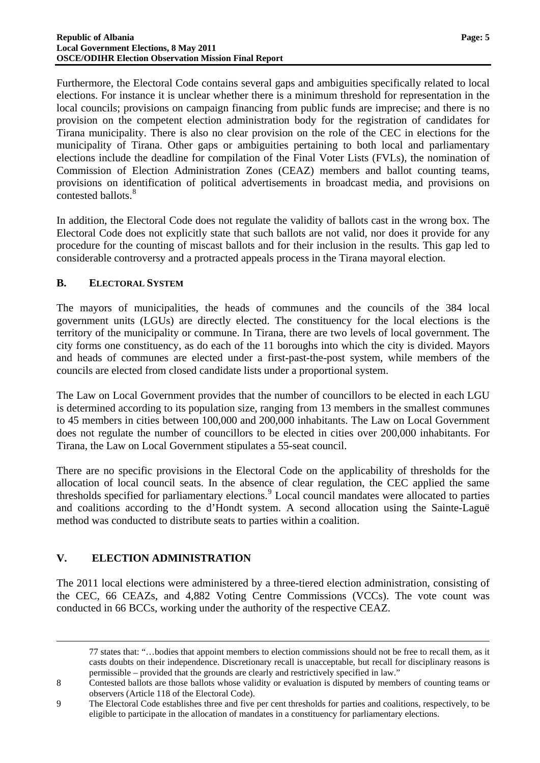Furthermore, the Electoral Code contains several gaps and ambiguities specifically related to local elections. For instance it is unclear whether there is a minimum threshold for representation in the local councils; provisions on campaign financing from public funds are imprecise; and there is no provision on the competent election administration body for the registration of candidates for Tirana municipality. There is also no clear provision on the role of the CEC in elections for the municipality of Tirana. Other gaps or ambiguities pertaining to both local and parliamentary elections include the deadline for compilation of the Final Voter Lists (FVLs), the nomination of Commission of Election Administration Zones (CEAZ) members and ballot counting teams, provisions on identification of political advertisements in broadcast media, and provisions on contested ballots.[8]

In addition, the Electoral Code does not regulate the validity of ballots cast in the wrong box. The Electoral Code does not explicitly state that such ballots are not valid, nor does it provide for any procedure for the counting of miscast ballots and for their inclusion in the results. This gap led to considerable controversy and a protracted appeals process in the Tirana mayoral election.

### B. ELECTORAL SYSTEM

The mayors of municipalities, the heads of communes and the councils of the 384 local government units (LGUs) are directly elected. The constituency for the local elections is the territory of the municipality or commune. In Tirana, there are two levels of local government. The city forms one constituency, as do each of the 11 boroughs into which the city is divided. Mayors and heads of communes are elected under a first-past-the-post system, while members of the councils are elected from closed candidate lists under a proportional system.

The Law on Local Government provides that the number of councillors to be elected in each LGU is determined according to its population size, ranging from 13 members in the smallest communes to 45 members in cities between 100,000 and 200,000 inhabitants. The Law on Local Government does not regulate the number of councillors to be elected in cities over 200,000 inhabitants. For Tirana, the Law on Local Government stipulates a 55-seat council.

There are no specific provisions in the Electoral Code on the applicability of thresholds for the allocation of local council seats. In the absence of clear regulation, the CEC applied the same thresholds specified for parliamentary elections.[9] Local council mandates were allocated to parties and coalitions according to the d'Hondt system. A second allocation using the Sainte-Laguë method was conducted to distribute seats to parties within a coalition.

## V. ELECTION ADMINISTRATION

The 2011 local elections were administered by a three-tiered election administration, consisting of the CEC, 66 CEAZs, and 4,882 Voting Centre Commissions (VCCs). The vote count was conducted in 66 BCCs, working under the authority of the respective CEAZ.

---

77 states that: "…bodies that appoint members to election commissions should not be free to recall them, as it casts doubts on their independence. Discretionary recall is unacceptable, but recall for disciplinary reasons is permissible – provided that the grounds are clearly and restrictively specified in law."

8 Contested ballots are those ballots whose validity or evaluation is disputed by members of counting teams or observers (Article 118 of the Electoral Code).

9 The Electoral Code establishes three and five per cent thresholds for parties and coalitions, respectively, to be eligible to participate in the allocation of mandates in a constituency for parliamentary elections.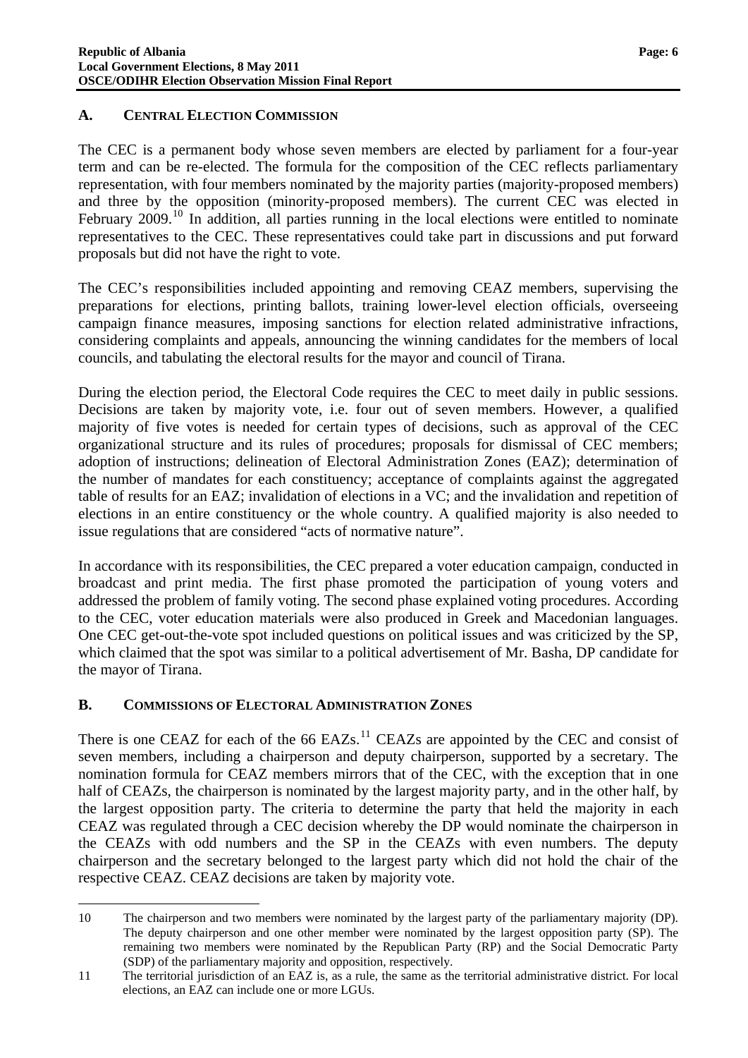## A. CENTRAL ELECTION COMMISSION

The CEC is a permanent body whose seven members are elected by parliament for a four-year term and can be re-elected. The formula for the composition of the CEC reflects parliamentary representation, with four members nominated by the majority parties (majority-proposed members) and three by the opposition (minority-proposed members). The current CEC was elected in February 2009.[10] In addition, all parties running in the local elections were entitled to nominate representatives to the CEC. These representatives could take part in discussions and put forward proposals but did not have the right to vote.

The CEC's responsibilities included appointing and removing CEAZ members, supervising the preparations for elections, printing ballots, training lower-level election officials, overseeing campaign finance measures, imposing sanctions for election related administrative infractions, considering complaints and appeals, announcing the winning candidates for the members of local councils, and tabulating the electoral results for the mayor and council of Tirana.

During the election period, the Electoral Code requires the CEC to meet daily in public sessions. Decisions are taken by majority vote, i.e. four out of seven members. However, a qualified majority of five votes is needed for certain types of decisions, such as approval of the CEC organizational structure and its rules of procedures; proposals for dismissal of CEC members; adoption of instructions; delineation of Electoral Administration Zones (EAZ); determination of the number of mandates for each constituency; acceptance of complaints against the aggregated table of results for an EAZ; invalidation of elections in a VC; and the invalidation and repetition of elections in an entire constituency or the whole country. A qualified majority is also needed to issue regulations that are considered "acts of normative nature".

In accordance with its responsibilities, the CEC prepared a voter education campaign, conducted in broadcast and print media. The first phase promoted the participation of young voters and addressed the problem of family voting. The second phase explained voting procedures. According to the CEC, voter education materials were also produced in Greek and Macedonian languages. One CEC get-out-the-vote spot included questions on political issues and was criticized by the SP, which claimed that the spot was similar to a political advertisement of Mr. Basha, DP candidate for the mayor of Tirana.

## B. COMMISSIONS OF ELECTORAL ADMINISTRATION ZONES

There is one CEAZ for each of the 66 EAZs.[11] CEAZs are appointed by the CEC and consist of seven members, including a chairperson and deputy chairperson, supported by a secretary. The nomination formula for CEAZ members mirrors that of the CEC, with the exception that in one half of CEAZs, the chairperson is nominated by the largest majority party, and in the other half, by the largest opposition party. The criteria to determine the party that held the majority in each CEAZ was regulated through a CEC decision whereby the DP would nominate the chairperson in the CEAZs with odd numbers and the SP in the CEAZs with even numbers. The deputy chairperson and the secretary belonged to the largest party which did not hold the chair of the respective CEAZ. CEAZ decisions are taken by majority vote.

---

[10] The chairperson and two members were nominated by the largest party of the parliamentary majority (DP). The deputy chairperson and one other member were nominated by the largest opposition party (SP). The remaining two members were nominated by the Republican Party (RP) and the Social Democratic Party (SDP) of the parliamentary majority and opposition, respectively.

[11] The territorial jurisdiction of an EAZ is, as a rule, the same as the territorial administrative district. For local elections, an EAZ can include one or more LGUs.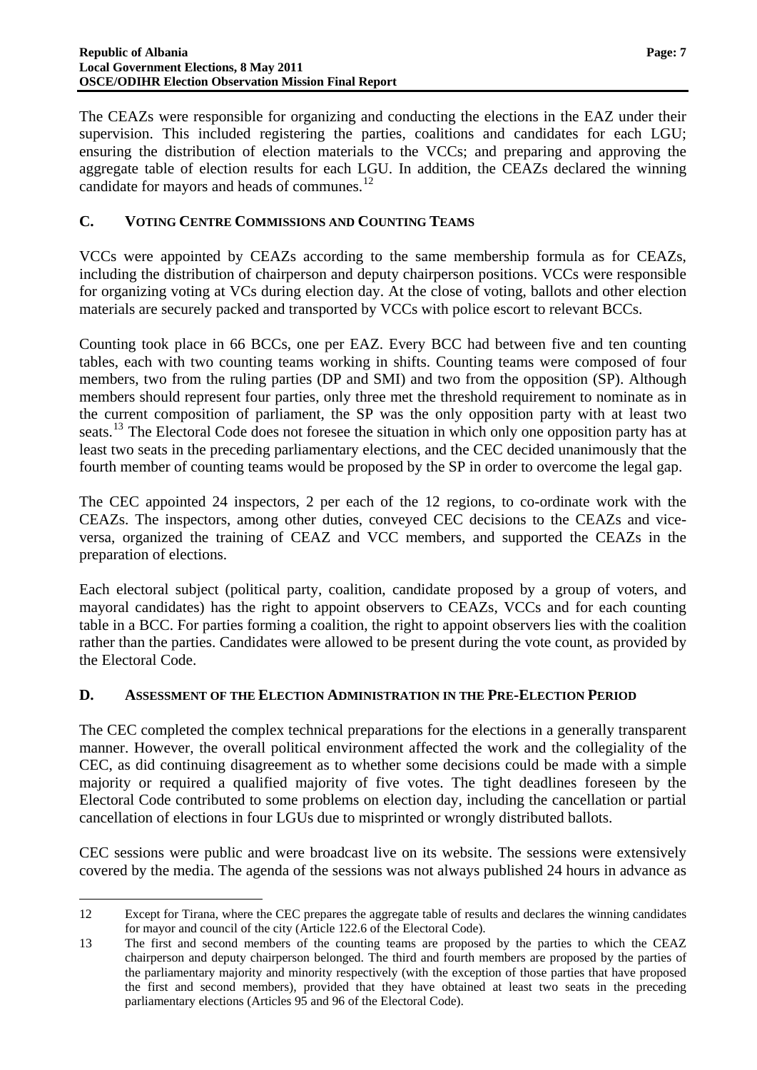The CEAZs were responsible for organizing and conducting the elections in the EAZ under their supervision. This included registering the parties, coalitions and candidates for each LGU; ensuring the distribution of election materials to the VCCs; and preparing and approving the aggregate table of election results for each LGU. In addition, the CEAZs declared the winning candidate for mayors and heads of communes.[12]

## C. VOTING CENTRE COMMISSIONS AND COUNTING TEAMS

VCCs were appointed by CEAZs according to the same membership formula as for CEAZs, including the distribution of chairperson and deputy chairperson positions. VCCs were responsible for organizing voting at VCs during election day. At the close of voting, ballots and other election materials are securely packed and transported by VCCs with police escort to relevant BCCs.

Counting took place in 66 BCCs, one per EAZ. Every BCC had between five and ten counting tables, each with two counting teams working in shifts. Counting teams were composed of four members, two from the ruling parties (DP and SMI) and two from the opposition (SP). Although members should represent four parties, only three met the threshold requirement to nominate as in the current composition of parliament, the SP was the only opposition party with at least two seats.[13] The Electoral Code does not foresee the situation in which only one opposition party has at least two seats in the preceding parliamentary elections, and the CEC decided unanimously that the fourth member of counting teams would be proposed by the SP in order to overcome the legal gap.

The CEC appointed 24 inspectors, 2 per each of the 12 regions, to co-ordinate work with the CEAZs. The inspectors, among other duties, conveyed CEC decisions to the CEAZs and vice-versa, organized the training of CEAZ and VCC members, and supported the CEAZs in the preparation of elections.

Each electoral subject (political party, coalition, candidate proposed by a group of voters, and mayoral candidates) has the right to appoint observers to CEAZs, VCCs and for each counting table in a BCC. For parties forming a coalition, the right to appoint observers lies with the coalition rather than the parties. Candidates were allowed to be present during the vote count, as provided by the Electoral Code.

## D. ASSESSMENT OF THE ELECTION ADMINISTRATION IN THE PRE-ELECTION PERIOD

The CEC completed the complex technical preparations for the elections in a generally transparent manner. However, the overall political environment affected the work and the collegiality of the CEC, as did continuing disagreement as to whether some decisions could be made with a simple majority or required a qualified majority of five votes. The tight deadlines foreseen by the Electoral Code contributed to some problems on election day, including the cancellation or partial cancellation of elections in four LGUs due to misprinted or wrongly distributed ballots.

CEC sessions were public and were broadcast live on its website. The sessions were extensively covered by the media. The agenda of the sessions was not always published 24 hours in advance as

---

12 Except for Tirana, where the CEC prepares the aggregate table of results and declares the winning candidates for mayor and council of the city (Article 122.6 of the Electoral Code).

13 The first and second members of the counting teams are proposed by the parties to which the CEAZ chairperson and deputy chairperson belonged. The third and fourth members are proposed by the parties of the parliamentary majority and minority respectively (with the exception of those parties that have proposed the first and second members), provided that they have obtained at least two seats in the preceding parliamentary elections (Articles 95 and 96 of the Electoral Code).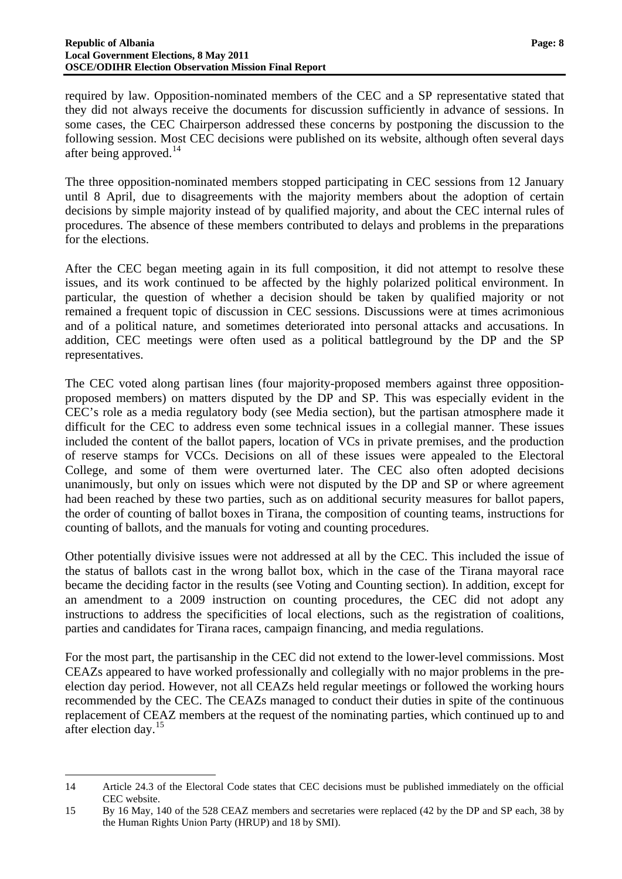required by law. Opposition-nominated members of the CEC and a SP representative stated that they did not always receive the documents for discussion sufficiently in advance of sessions. In some cases, the CEC Chairperson addressed these concerns by postponing the discussion to the following session. Most CEC decisions were published on its website, although often several days after being approved.[14]

The three opposition-nominated members stopped participating in CEC sessions from 12 January until 8 April, due to disagreements with the majority members about the adoption of certain decisions by simple majority instead of by qualified majority, and about the CEC internal rules of procedures. The absence of these members contributed to delays and problems in the preparations for the elections.

After the CEC began meeting again in its full composition, it did not attempt to resolve these issues, and its work continued to be affected by the highly polarized political environment. In particular, the question of whether a decision should be taken by qualified majority or not remained a frequent topic of discussion in CEC sessions. Discussions were at times acrimonious and of a political nature, and sometimes deteriorated into personal attacks and accusations. In addition, CEC meetings were often used as a political battleground by the DP and the SP representatives.

The CEC voted along partisan lines (four majority-proposed members against three opposition-proposed members) on matters disputed by the DP and SP. This was especially evident in the CEC's role as a media regulatory body (see Media section), but the partisan atmosphere made it difficult for the CEC to address even some technical issues in a collegial manner. These issues included the content of the ballot papers, location of VCs in private premises, and the production of reserve stamps for VCCs. Decisions on all of these issues were appealed to the Electoral College, and some of them were overturned later. The CEC also often adopted decisions unanimously, but only on issues which were not disputed by the DP and SP or where agreement had been reached by these two parties, such as on additional security measures for ballot papers, the order of counting of ballot boxes in Tirana, the composition of counting teams, instructions for counting of ballots, and the manuals for voting and counting procedures.

Other potentially divisive issues were not addressed at all by the CEC. This included the issue of the status of ballots cast in the wrong ballot box, which in the case of the Tirana mayoral race became the deciding factor in the results (see Voting and Counting section). In addition, except for an amendment to a 2009 instruction on counting procedures, the CEC did not adopt any instructions to address the specificities of local elections, such as the registration of coalitions, parties and candidates for Tirana races, campaign financing, and media regulations.

For the most part, the partisanship in the CEC did not extend to the lower-level commissions. Most CEAZs appeared to have worked professionally and collegially with no major problems in the pre-election day period. However, not all CEAZs held regular meetings or followed the working hours recommended by the CEC. The CEAZs managed to conduct their duties in spite of the continuous replacement of CEAZ members at the request of the nominating parties, which continued up to and after election day.[15]

---

14 Article 24.3 of the Electoral Code states that CEC decisions must be published immediately on the official CEC website.

15 By 16 May, 140 of the 528 CEAZ members and secretaries were replaced (42 by the DP and SP each, 38 by the Human Rights Union Party (HRUP) and 18 by SMI).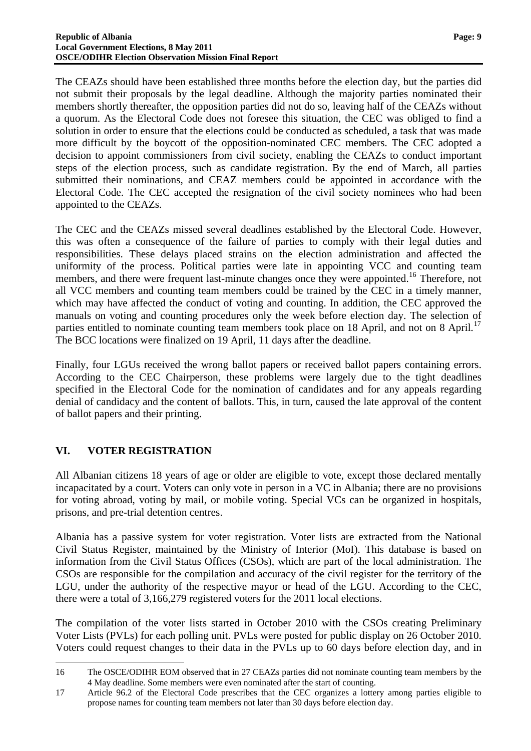The CEAZs should have been established three months before the election day, but the parties did not submit their proposals by the legal deadline. Although the majority parties nominated their members shortly thereafter, the opposition parties did not do so, leaving half of the CEAZs without a quorum. As the Electoral Code does not foresee this situation, the CEC was obliged to find a solution in order to ensure that the elections could be conducted as scheduled, a task that was made more difficult by the boycott of the opposition-nominated CEC members. The CEC adopted a decision to appoint commissioners from civil society, enabling the CEAZs to conduct important steps of the election process, such as candidate registration. By the end of March, all parties submitted their nominations, and CEAZ members could be appointed in accordance with the Electoral Code. The CEC accepted the resignation of the civil society nominees who had been appointed to the CEAZs.

The CEC and the CEAZs missed several deadlines established by the Electoral Code. However, this was often a consequence of the failure of parties to comply with their legal duties and responsibilities. These delays placed strains on the election administration and affected the uniformity of the process. Political parties were late in appointing VCC and counting team members, and there were frequent last-minute changes once they were appointed.[16] Therefore, not all VCC members and counting team members could be trained by the CEC in a timely manner, which may have affected the conduct of voting and counting. In addition, the CEC approved the manuals on voting and counting procedures only the week before election day. The selection of parties entitled to nominate counting team members took place on 18 April, and not on 8 April.[17] The BCC locations were finalized on 19 April, 11 days after the deadline.

Finally, four LGUs received the wrong ballot papers or received ballot papers containing errors. According to the CEC Chairperson, these problems were largely due to the tight deadlines specified in the Electoral Code for the nomination of candidates and for any appeals regarding denial of candidacy and the content of ballots. This, in turn, caused the late approval of the content of ballot papers and their printing.

## VI. VOTER REGISTRATION

All Albanian citizens 18 years of age or older are eligible to vote, except those declared mentally incapacitated by a court. Voters can only vote in person in a VC in Albania; there are no provisions for voting abroad, voting by mail, or mobile voting. Special VCs can be organized in hospitals, prisons, and pre-trial detention centres.

Albania has a passive system for voter registration. Voter lists are extracted from the National Civil Status Register, maintained by the Ministry of Interior (MoI). This database is based on information from the Civil Status Offices (CSOs), which are part of the local administration. The CSOs are responsible for the compilation and accuracy of the civil register for the territory of the LGU, under the authority of the respective mayor or head of the LGU. According to the CEC, there were a total of 3,166,279 registered voters for the 2011 local elections.

The compilation of the voter lists started in October 2010 with the CSOs creating Preliminary Voter Lists (PVLs) for each polling unit. PVLs were posted for public display on 26 October 2010. Voters could request changes to their data in the PVLs up to 60 days before election day, and in

---

16 The OSCE/ODIHR EOM observed that in 27 CEAZs parties did not nominate counting team members by the 4 May deadline. Some members were even nominated after the start of counting.

17 Article 96.2 of the Electoral Code prescribes that the CEC organizes a lottery among parties eligible to propose names for counting team members not later than 30 days before election day.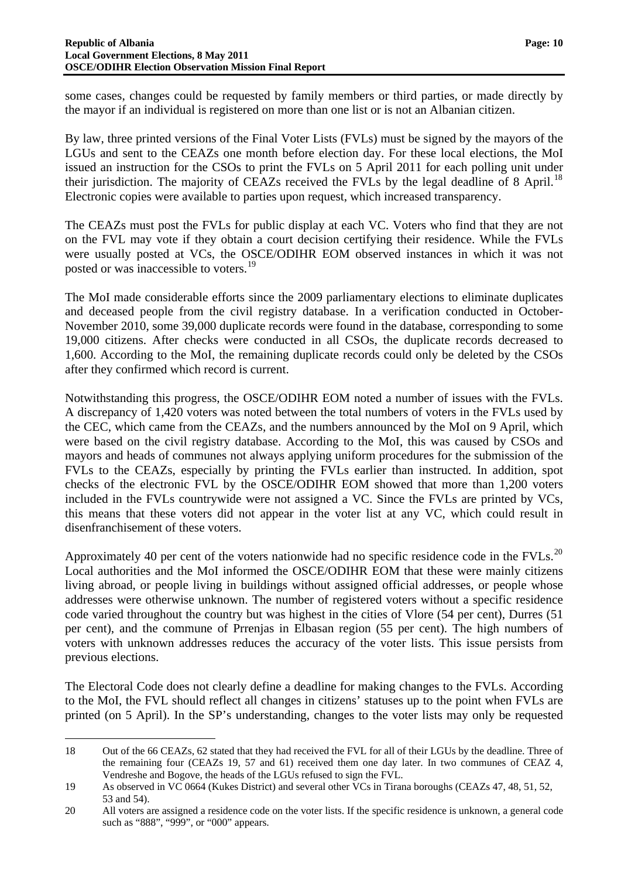some cases, changes could be requested by family members or third parties, or made directly by the mayor if an individual is registered on more than one list or is not an Albanian citizen.

By law, three printed versions of the Final Voter Lists (FVLs) must be signed by the mayors of the LGUs and sent to the CEAZs one month before election day. For these local elections, the MoI issued an instruction for the CSOs to print the FVLs on 5 April 2011 for each polling unit under their jurisdiction. The majority of CEAZs received the FVLs by the legal deadline of 8 April.[18] Electronic copies were available to parties upon request, which increased transparency.

The CEAZs must post the FVLs for public display at each VC. Voters who find that they are not on the FVL may vote if they obtain a court decision certifying their residence. While the FVLs were usually posted at VCs, the OSCE/ODIHR EOM observed instances in which it was not posted or was inaccessible to voters.[19]

The MoI made considerable efforts since the 2009 parliamentary elections to eliminate duplicates and deceased people from the civil registry database. In a verification conducted in October-November 2010, some 39,000 duplicate records were found in the database, corresponding to some 19,000 citizens. After checks were conducted in all CSOs, the duplicate records decreased to 1,600. According to the MoI, the remaining duplicate records could only be deleted by the CSOs after they confirmed which record is current.

Notwithstanding this progress, the OSCE/ODIHR EOM noted a number of issues with the FVLs. A discrepancy of 1,420 voters was noted between the total numbers of voters in the FVLs used by the CEC, which came from the CEAZs, and the numbers announced by the MoI on 9 April, which were based on the civil registry database. According to the MoI, this was caused by CSOs and mayors and heads of communes not always applying uniform procedures for the submission of the FVLs to the CEAZs, especially by printing the FVLs earlier than instructed. In addition, spot checks of the electronic FVL by the OSCE/ODIHR EOM showed that more than 1,200 voters included in the FVLs countrywide were not assigned a VC. Since the FVLs are printed by VCs, this means that these voters did not appear in the voter list at any VC, which could result in disenfranchisement of these voters.

Approximately 40 per cent of the voters nationwide had no specific residence code in the FVLs.[20] Local authorities and the MoI informed the OSCE/ODIHR EOM that these were mainly citizens living abroad, or people living in buildings without assigned official addresses, or people whose addresses were otherwise unknown. The number of registered voters without a specific residence code varied throughout the country but was highest in the cities of Vlore (54 per cent), Durres (51 per cent), and the commune of Prrenjas in Elbasan region (55 per cent). The high numbers of voters with unknown addresses reduces the accuracy of the voter lists. This issue persists from previous elections.

The Electoral Code does not clearly define a deadline for making changes to the FVLs. According to the MoI, the FVL should reflect all changes in citizens' statuses up to the point when FVLs are printed (on 5 April). In the SP's understanding, changes to the voter lists may only be requested

---

18 Out of the 66 CEAZs, 62 stated that they had received the FVL for all of their LGUs by the deadline. Three of the remaining four (CEAZs 19, 57 and 61) received them one day later. In two communes of CEAZ 4, Vendreshe and Bogove, the heads of the LGUs refused to sign the FVL.

19 As observed in VC 0664 (Kukes District) and several other VCs in Tirana boroughs (CEAZs 47, 48, 51, 52, 53 and 54).

20 All voters are assigned a residence code on the voter lists. If the specific residence is unknown, a general code such as "888", "999", or "000" appears.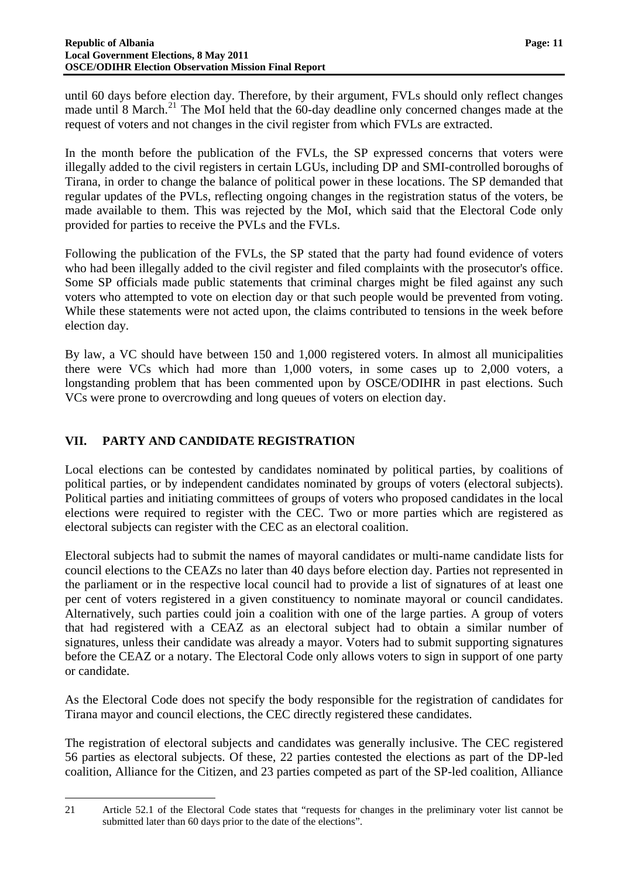until 60 days before election day. Therefore, by their argument, FVLs should only reflect changes made until 8 March.[21] The MoI held that the 60-day deadline only concerned changes made at the request of voters and not changes in the civil register from which FVLs are extracted.

In the month before the publication of the FVLs, the SP expressed concerns that voters were illegally added to the civil registers in certain LGUs, including DP and SMI-controlled boroughs of Tirana, in order to change the balance of political power in these locations. The SP demanded that regular updates of the PVLs, reflecting ongoing changes in the registration status of the voters, be made available to them. This was rejected by the MoI, which said that the Electoral Code only provided for parties to receive the PVLs and the FVLs.

Following the publication of the FVLs, the SP stated that the party had found evidence of voters who had been illegally added to the civil register and filed complaints with the prosecutor's office. Some SP officials made public statements that criminal charges might be filed against any such voters who attempted to vote on election day or that such people would be prevented from voting. While these statements were not acted upon, the claims contributed to tensions in the week before election day.

By law, a VC should have between 150 and 1,000 registered voters. In almost all municipalities there were VCs which had more than 1,000 voters, in some cases up to 2,000 voters, a longstanding problem that has been commented upon by OSCE/ODIHR in past elections. Such VCs were prone to overcrowding and long queues of voters on election day.

## VII. PARTY AND CANDIDATE REGISTRATION

Local elections can be contested by candidates nominated by political parties, by coalitions of political parties, or by independent candidates nominated by groups of voters (electoral subjects). Political parties and initiating committees of groups of voters who proposed candidates in the local elections were required to register with the CEC. Two or more parties which are registered as electoral subjects can register with the CEC as an electoral coalition.

Electoral subjects had to submit the names of mayoral candidates or multi-name candidate lists for council elections to the CEAZs no later than 40 days before election day. Parties not represented in the parliament or in the respective local council had to provide a list of signatures of at least one per cent of voters registered in a given constituency to nominate mayoral or council candidates. Alternatively, such parties could join a coalition with one of the large parties. A group of voters that had registered with a CEAZ as an electoral subject had to obtain a similar number of signatures, unless their candidate was already a mayor. Voters had to submit supporting signatures before the CEAZ or a notary. The Electoral Code only allows voters to sign in support of one party or candidate.

As the Electoral Code does not specify the body responsible for the registration of candidates for Tirana mayor and council elections, the CEC directly registered these candidates.

The registration of electoral subjects and candidates was generally inclusive. The CEC registered 56 parties as electoral subjects. Of these, 22 parties contested the elections as part of the DP-led coalition, Alliance for the Citizen, and 23 parties competed as part of the SP-led coalition, Alliance

---

[21] Article 52.1 of the Electoral Code states that "requests for changes in the preliminary voter list cannot be submitted later than 60 days prior to the date of the elections".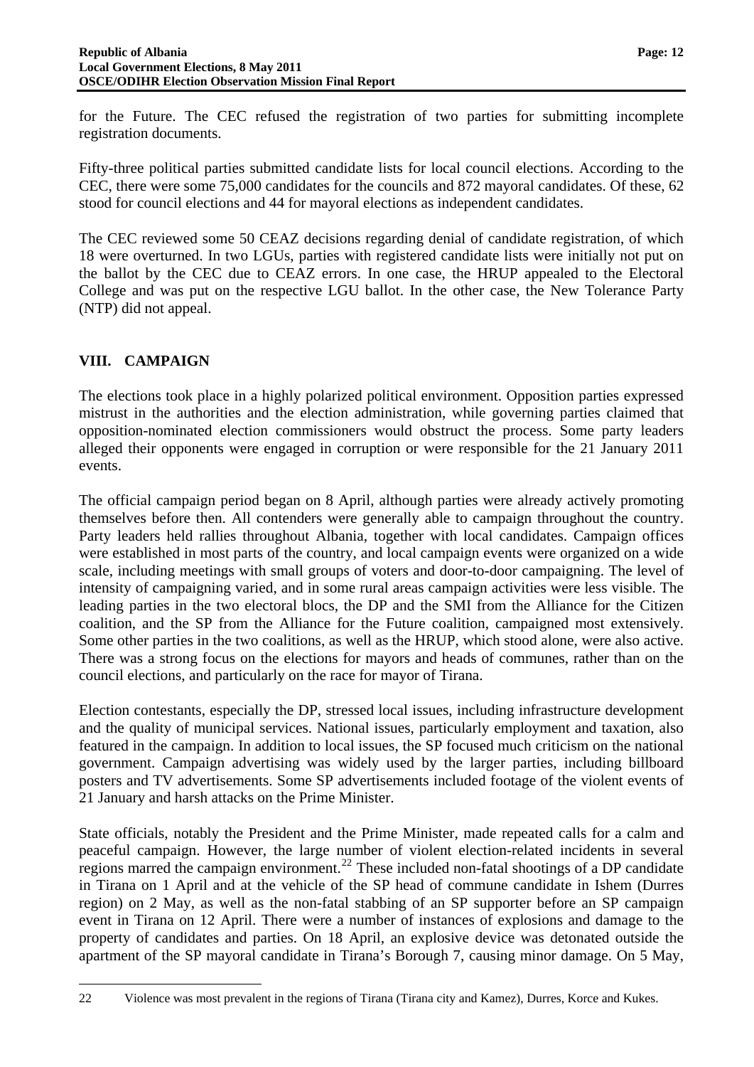for the Future. The CEC refused the registration of two parties for submitting incomplete registration documents.

Fifty-three political parties submitted candidate lists for local council elections. According to the CEC, there were some 75,000 candidates for the councils and 872 mayoral candidates. Of these, 62 stood for council elections and 44 for mayoral elections as independent candidates.

The CEC reviewed some 50 CEAZ decisions regarding denial of candidate registration, of which 18 were overturned. In two LGUs, parties with registered candidate lists were initially not put on the ballot by the CEC due to CEAZ errors. In one case, the HRUP appealed to the Electoral College and was put on the respective LGU ballot. In the other case, the New Tolerance Party (NTP) did not appeal.

## VIII. CAMPAIGN

The elections took place in a highly polarized political environment. Opposition parties expressed mistrust in the authorities and the election administration, while governing parties claimed that opposition-nominated election commissioners would obstruct the process. Some party leaders alleged their opponents were engaged in corruption or were responsible for the 21 January 2011 events.

The official campaign period began on 8 April, although parties were already actively promoting themselves before then. All contenders were generally able to campaign throughout the country. Party leaders held rallies throughout Albania, together with local candidates. Campaign offices were established in most parts of the country, and local campaign events were organized on a wide scale, including meetings with small groups of voters and door-to-door campaigning. The level of intensity of campaigning varied, and in some rural areas campaign activities were less visible. The leading parties in the two electoral blocs, the DP and the SMI from the Alliance for the Citizen coalition, and the SP from the Alliance for the Future coalition, campaigned most extensively. Some other parties in the two coalitions, as well as the HRUP, which stood alone, were also active. There was a strong focus on the elections for mayors and heads of communes, rather than on the council elections, and particularly on the race for mayor of Tirana.

Election contestants, especially the DP, stressed local issues, including infrastructure development and the quality of municipal services. National issues, particularly employment and taxation, also featured in the campaign. In addition to local issues, the SP focused much criticism on the national government. Campaign advertising was widely used by the larger parties, including billboard posters and TV advertisements. Some SP advertisements included footage of the violent events of 21 January and harsh attacks on the Prime Minister.

State officials, notably the President and the Prime Minister, made repeated calls for a calm and peaceful campaign. However, the large number of violent election-related incidents in several regions marred the campaign environment.[22] These included non-fatal shootings of a DP candidate in Tirana on 1 April and at the vehicle of the SP head of commune candidate in Ishem (Durres region) on 2 May, as well as the non-fatal stabbing of an SP supporter before an SP campaign event in Tirana on 12 April. There were a number of instances of explosions and damage to the property of candidates and parties. On 18 April, an explosive device was detonated outside the apartment of the SP mayoral candidate in Tirana's Borough 7, causing minor damage. On 5 May,

---

22 Violence was most prevalent in the regions of Tirana (Tirana city and Kamez), Durres, Korce and Kukes.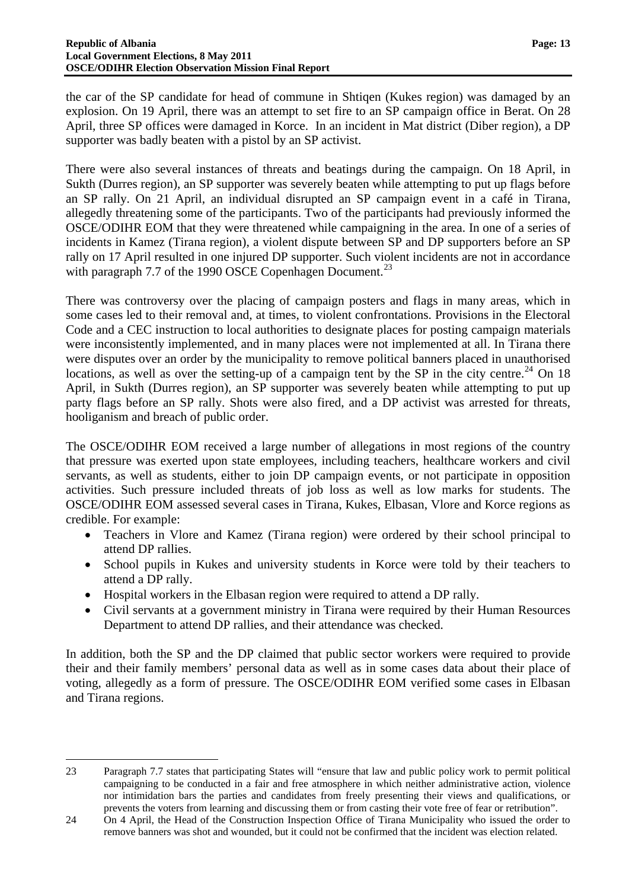the car of the SP candidate for head of commune in Shtiqen (Kukes region) was damaged by an explosion. On 19 April, there was an attempt to set fire to an SP campaign office in Berat. On 28 April, three SP offices were damaged in Korce. In an incident in Mat district (Diber region), a DP supporter was badly beaten with a pistol by an SP activist.

There were also several instances of threats and beatings during the campaign. On 18 April, in Sukth (Durres region), an SP supporter was severely beaten while attempting to put up flags before an SP rally. On 21 April, an individual disrupted an SP campaign event in a café in Tirana, allegedly threatening some of the participants. Two of the participants had previously informed the OSCE/ODIHR EOM that they were threatened while campaigning in the area. In one of a series of incidents in Kamez (Tirana region), a violent dispute between SP and DP supporters before an SP rally on 17 April resulted in one injured DP supporter. Such violent incidents are not in accordance with paragraph 7.7 of the 1990 OSCE Copenhagen Document.[23]

There was controversy over the placing of campaign posters and flags in many areas, which in some cases led to their removal and, at times, to violent confrontations. Provisions in the Electoral Code and a CEC instruction to local authorities to designate places for posting campaign materials were inconsistently implemented, and in many places were not implemented at all. In Tirana there were disputes over an order by the municipality to remove political banners placed in unauthorised locations, as well as over the setting-up of a campaign tent by the SP in the city centre.[24] On 18 April, in Sukth (Durres region), an SP supporter was severely beaten while attempting to put up party flags before an SP rally. Shots were also fired, and a DP activist was arrested for threats, hooliganism and breach of public order.

The OSCE/ODIHR EOM received a large number of allegations in most regions of the country that pressure was exerted upon state employees, including teachers, healthcare workers and civil servants, as well as students, either to join DP campaign events, or not participate in opposition activities. Such pressure included threats of job loss as well as low marks for students. The OSCE/ODIHR EOM assessed several cases in Tirana, Kukes, Elbasan, Vlore and Korce regions as credible. For example:

- Teachers in Vlore and Kamez (Tirana region) were ordered by their school principal to attend DP rallies.
- School pupils in Kukes and university students in Korce were told by their teachers to attend a DP rally.
- Hospital workers in the Elbasan region were required to attend a DP rally.
- Civil servants at a government ministry in Tirana were required by their Human Resources Department to attend DP rallies, and their attendance was checked.

In addition, both the SP and the DP claimed that public sector workers were required to provide their and their family members' personal data as well as in some cases data about their place of voting, allegedly as a form of pressure. The OSCE/ODIHR EOM verified some cases in Elbasan and Tirana regions.

---

23 Paragraph 7.7 states that participating States will "ensure that law and public policy work to permit political campaigning to be conducted in a fair and free atmosphere in which neither administrative action, violence nor intimidation bars the parties and candidates from freely presenting their views and qualifications, or prevents the voters from learning and discussing them or from casting their vote free of fear or retribution".

24 On 4 April, the Head of the Construction Inspection Office of Tirana Municipality who issued the order to remove banners was shot and wounded, but it could not be confirmed that the incident was election related.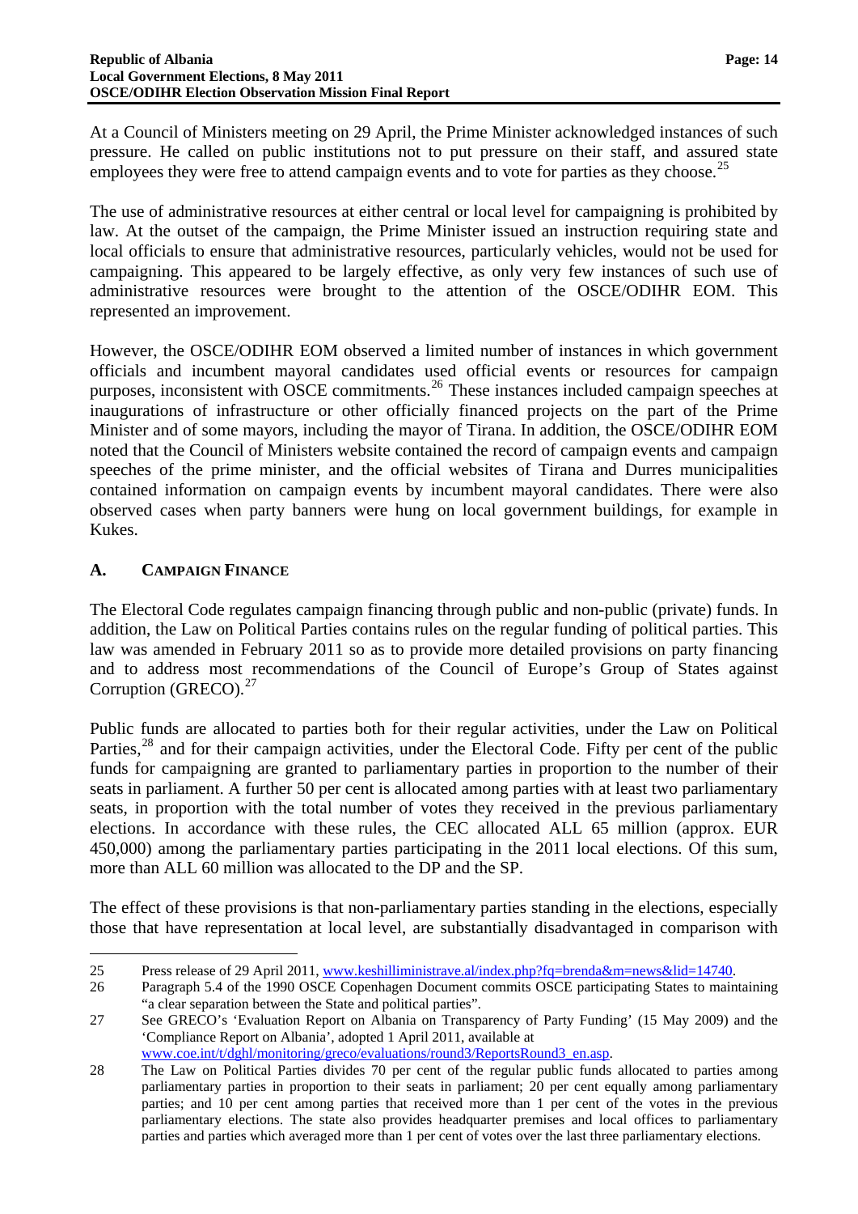At a Council of Ministers meeting on 29 April, the Prime Minister acknowledged instances of such pressure. He called on public institutions not to put pressure on their staff, and assured state employees they were free to attend campaign events and to vote for parties as they choose.[25]

The use of administrative resources at either central or local level for campaigning is prohibited by law. At the outset of the campaign, the Prime Minister issued an instruction requiring state and local officials to ensure that administrative resources, particularly vehicles, would not be used for campaigning. This appeared to be largely effective, as only very few instances of such use of administrative resources were brought to the attention of the OSCE/ODIHR EOM. This represented an improvement.

However, the OSCE/ODIHR EOM observed a limited number of instances in which government officials and incumbent mayoral candidates used official events or resources for campaign purposes, inconsistent with OSCE commitments.[26] These instances included campaign speeches at inaugurations of infrastructure or other officially financed projects on the part of the Prime Minister and of some mayors, including the mayor of Tirana. In addition, the OSCE/ODIHR EOM noted that the Council of Ministers website contained the record of campaign events and campaign speeches of the prime minister, and the official websites of Tirana and Durres municipalities contained information on campaign events by incumbent mayoral candidates. There were also observed cases when party banners were hung on local government buildings, for example in Kukes.

## A. CAMPAIGN FINANCE

The Electoral Code regulates campaign financing through public and non-public (private) funds. In addition, the Law on Political Parties contains rules on the regular funding of political parties. This law was amended in February 2011 so as to provide more detailed provisions on party financing and to address most recommendations of the Council of Europe's Group of States against Corruption (GRECO).[27]

Public funds are allocated to parties both for their regular activities, under the Law on Political Parties,[28] and for their campaign activities, under the Electoral Code. Fifty per cent of the public funds for campaigning are granted to parliamentary parties in proportion to the number of their seats in parliament. A further 50 per cent is allocated among parties with at least two parliamentary seats, in proportion with the total number of votes they received in the previous parliamentary elections. In accordance with these rules, the CEC allocated ALL 65 million (approx. EUR 450,000) among the parliamentary parties participating in the 2011 local elections. Of this sum, more than ALL 60 million was allocated to the DP and the SP.

The effect of these provisions is that non-parliamentary parties standing in the elections, especially those that have representation at local level, are substantially disadvantaged in comparison with

---

25 Press release of 29 April 2011, www.keshilliministrave.al/index.php?fq=brenda&m=news&lid=14740.

26 Paragraph 5.4 of the 1990 OSCE Copenhagen Document commits OSCE participating States to maintaining "a clear separation between the State and political parties".

27 See GRECO's 'Evaluation Report on Albania on Transparency of Party Funding' (15 May 2009) and the 'Compliance Report on Albania', adopted 1 April 2011, available at www.coe.int/t/dghl/monitoring/greco/evaluations/round3/ReportsRound3_en.asp.

28 The Law on Political Parties divides 70 per cent of the regular public funds allocated to parties among parliamentary parties in proportion to their seats in parliament; 20 per cent equally among parliamentary parties; and 10 per cent among parties that received more than 1 per cent of the votes in the previous parliamentary elections. The state also provides headquarter premises and local offices to parliamentary parties and parties which averaged more than 1 per cent of votes over the last three parliamentary elections.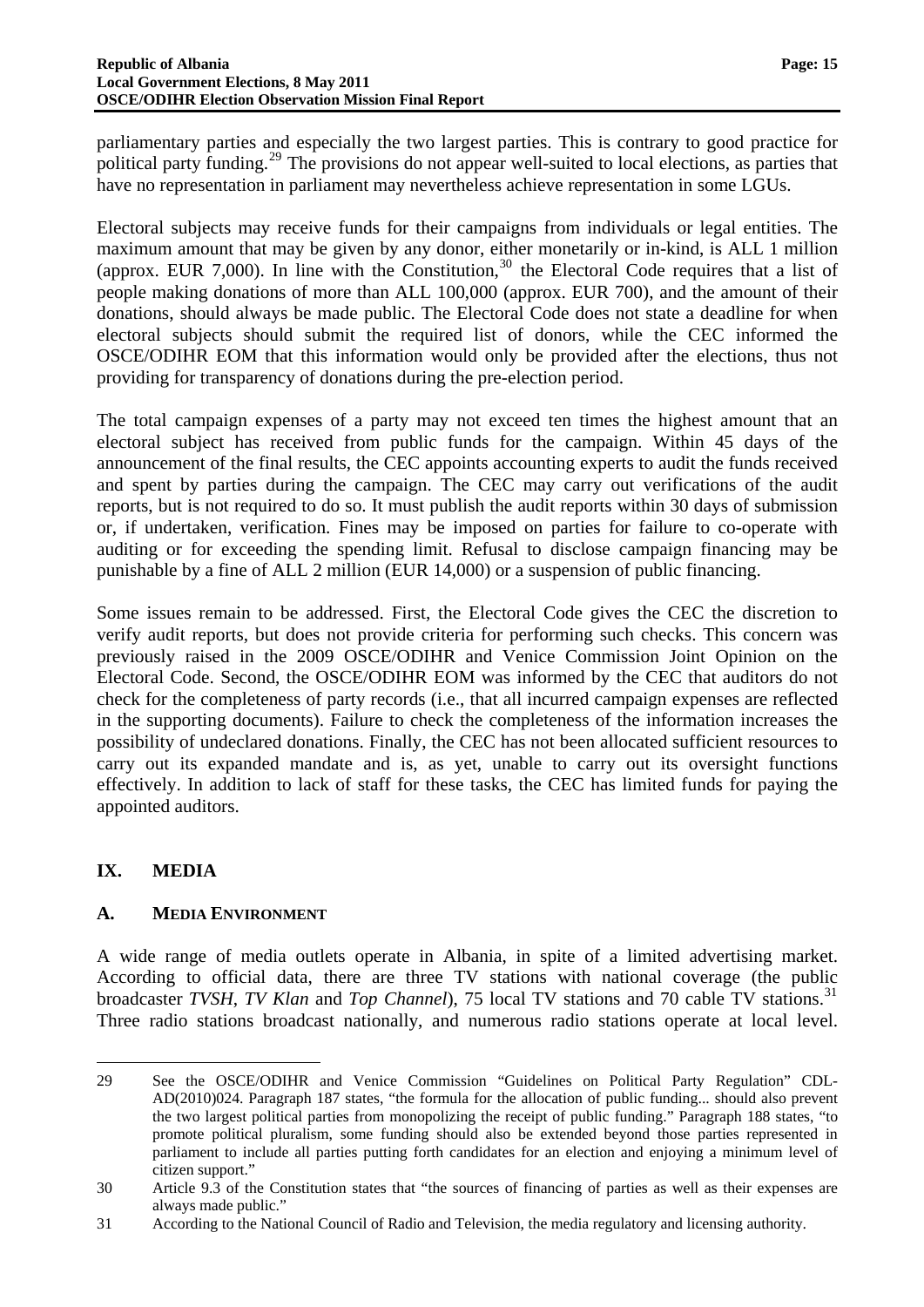parliamentary parties and especially the two largest parties. This is contrary to good practice for political party funding.[29] The provisions do not appear well-suited to local elections, as parties that have no representation in parliament may nevertheless achieve representation in some LGUs.

Electoral subjects may receive funds for their campaigns from individuals or legal entities. The maximum amount that may be given by any donor, either monetarily or in-kind, is ALL 1 million (approx. EUR 7,000). In line with the Constitution,[30] the Electoral Code requires that a list of people making donations of more than ALL 100,000 (approx. EUR 700), and the amount of their donations, should always be made public. The Electoral Code does not state a deadline for when electoral subjects should submit the required list of donors, while the CEC informed the OSCE/ODIHR EOM that this information would only be provided after the elections, thus not providing for transparency of donations during the pre-election period.

The total campaign expenses of a party may not exceed ten times the highest amount that an electoral subject has received from public funds for the campaign. Within 45 days of the announcement of the final results, the CEC appoints accounting experts to audit the funds received and spent by parties during the campaign. The CEC may carry out verifications of the audit reports, but is not required to do so. It must publish the audit reports within 30 days of submission or, if undertaken, verification. Fines may be imposed on parties for failure to co-operate with auditing or for exceeding the spending limit. Refusal to disclose campaign financing may be punishable by a fine of ALL 2 million (EUR 14,000) or a suspension of public financing.

Some issues remain to be addressed. First, the Electoral Code gives the CEC the discretion to verify audit reports, but does not provide criteria for performing such checks. This concern was previously raised in the 2009 OSCE/ODIHR and Venice Commission Joint Opinion on the Electoral Code. Second, the OSCE/ODIHR EOM was informed by the CEC that auditors do not check for the completeness of party records (i.e., that all incurred campaign expenses are reflected in the supporting documents). Failure to check the completeness of the information increases the possibility of undeclared donations. Finally, the CEC has not been allocated sufficient resources to carry out its expanded mandate and is, as yet, unable to carry out its oversight functions effectively. In addition to lack of staff for these tasks, the CEC has limited funds for paying the appointed auditors.

## IX. MEDIA

### A. MEDIA ENVIRONMENT

A wide range of media outlets operate in Albania, in spite of a limited advertising market. According to official data, there are three TV stations with national coverage (the public broadcaster *TVSH*, *TV Klan* and *Top Channel*), 75 local TV stations and 70 cable TV stations.[31] Three radio stations broadcast nationally, and numerous radio stations operate at local level.

---

29 See the OSCE/ODIHR and Venice Commission "Guidelines on Political Party Regulation" CDL-AD(2010)024. Paragraph 187 states, "the formula for the allocation of public funding... should also prevent the two largest political parties from monopolizing the receipt of public funding." Paragraph 188 states, "to promote political pluralism, some funding should also be extended beyond those parties represented in parliament to include all parties putting forth candidates for an election and enjoying a minimum level of citizen support."

30 Article 9.3 of the Constitution states that "the sources of financing of parties as well as their expenses are always made public."

31 According to the National Council of Radio and Television, the media regulatory and licensing authority.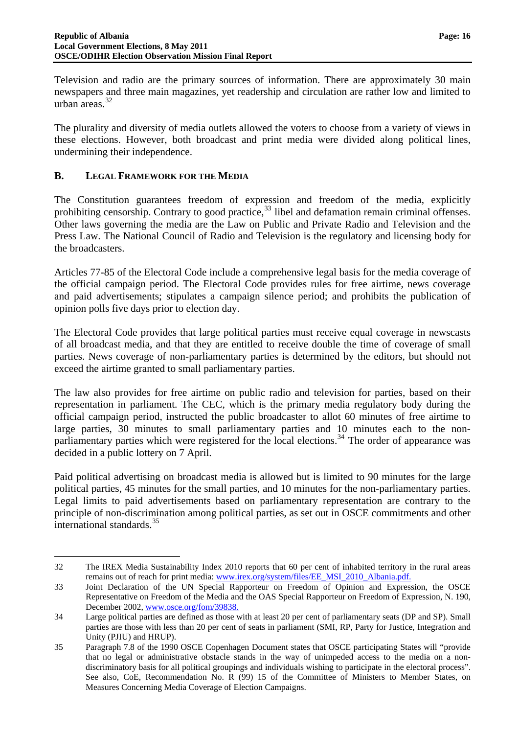Television and radio are the primary sources of information. There are approximately 30 main newspapers and three main magazines, yet readership and circulation are rather low and limited to urban areas.[32]

The plurality and diversity of media outlets allowed the voters to choose from a variety of views in these elections. However, both broadcast and print media were divided along political lines, undermining their independence.

### B. LEGAL FRAMEWORK FOR THE MEDIA

The Constitution guarantees freedom of expression and freedom of the media, explicitly prohibiting censorship. Contrary to good practice,[33] libel and defamation remain criminal offenses. Other laws governing the media are the Law on Public and Private Radio and Television and the Press Law. The National Council of Radio and Television is the regulatory and licensing body for the broadcasters.

Articles 77-85 of the Electoral Code include a comprehensive legal basis for the media coverage of the official campaign period. The Electoral Code provides rules for free airtime, news coverage and paid advertisements; stipulates a campaign silence period; and prohibits the publication of opinion polls five days prior to election day.

The Electoral Code provides that large political parties must receive equal coverage in newscasts of all broadcast media, and that they are entitled to receive double the time of coverage of small parties. News coverage of non-parliamentary parties is determined by the editors, but should not exceed the airtime granted to small parliamentary parties.

The law also provides for free airtime on public radio and television for parties, based on their representation in parliament. The CEC, which is the primary media regulatory body during the official campaign period, instructed the public broadcaster to allot 60 minutes of free airtime to large parties, 30 minutes to small parliamentary parties and 10 minutes each to the non-parliamentary parties which were registered for the local elections.[34] The order of appearance was decided in a public lottery on 7 April.

Paid political advertising on broadcast media is allowed but is limited to 90 minutes for the large political parties, 45 minutes for the small parties, and 10 minutes for the non-parliamentary parties. Legal limits to paid advertisements based on parliamentary representation are contrary to the principle of non-discrimination among political parties, as set out in OSCE commitments and other international standards.[35]

---

32 The IREX Media Sustainability Index 2010 reports that 60 per cent of inhabited territory in the rural areas remains out of reach for print media: www.irex.org/system/files/EE_MSI_2010_Albania.pdf.

33 Joint Declaration of the UN Special Rapporteur on Freedom of Opinion and Expression, the OSCE Representative on Freedom of the Media and the OAS Special Rapporteur on Freedom of Expression, N. 190, December 2002, www.osce.org/fom/39838.

34 Large political parties are defined as those with at least 20 per cent of parliamentary seats (DP and SP). Small parties are those with less than 20 per cent of seats in parliament (SMI, RP, Party for Justice, Integration and Unity (PJIU) and HRUP).

35 Paragraph 7.8 of the 1990 OSCE Copenhagen Document states that OSCE participating States will "provide that no legal or administrative obstacle stands in the way of unimpeded access to the media on a non-discriminatory basis for all political groupings and individuals wishing to participate in the electoral process". See also, CoE, Recommendation No. R (99) 15 of the Committee of Ministers to Member States, on Measures Concerning Media Coverage of Election Campaigns.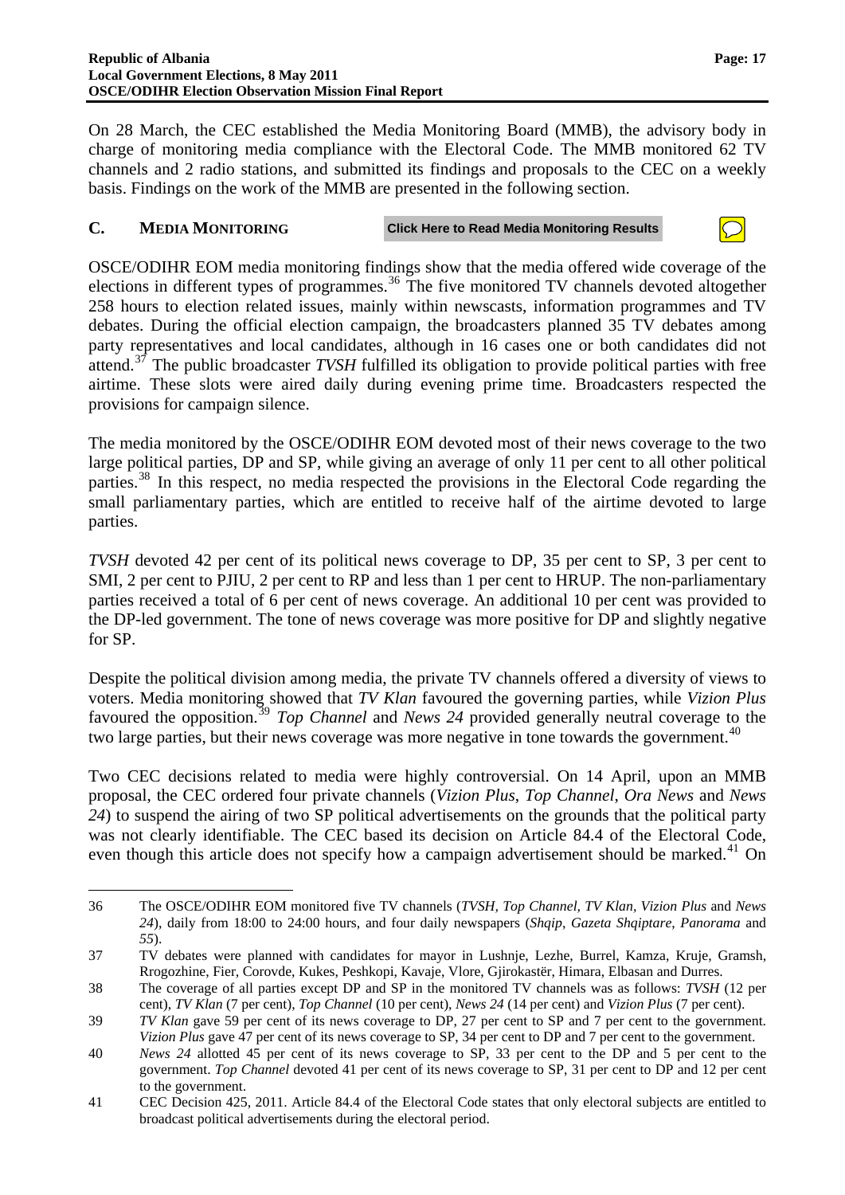On 28 March, the CEC established the Media Monitoring Board (MMB), the advisory body in charge of monitoring media compliance with the Electoral Code. The MMB monitored 62 TV channels and 2 radio stations, and submitted its findings and proposals to the CEC on a weekly basis. Findings on the work of the MMB are presented in the following section.

## C. MEDIA MONITORING

**Click Here to Read Media Monitoring Results**

OSCE/ODIHR EOM media monitoring findings show that the media offered wide coverage of the elections in different types of programmes.[36] The five monitored TV channels devoted altogether 258 hours to election related issues, mainly within newscasts, information programmes and TV debates. During the official election campaign, the broadcasters planned 35 TV debates among party representatives and local candidates, although in 16 cases one or both candidates did not attend.[37] The public broadcaster *TVSH* fulfilled its obligation to provide political parties with free airtime. These slots were aired daily during evening prime time. Broadcasters respected the provisions for campaign silence.

The media monitored by the OSCE/ODIHR EOM devoted most of their news coverage to the two large political parties, DP and SP, while giving an average of only 11 per cent to all other political parties.[38] In this respect, no media respected the provisions in the Electoral Code regarding the small parliamentary parties, which are entitled to receive half of the airtime devoted to large parties.

*TVSH* devoted 42 per cent of its political news coverage to DP, 35 per cent to SP, 3 per cent to SMI, 2 per cent to PJIU, 2 per cent to RP and less than 1 per cent to HRUP. The non-parliamentary parties received a total of 6 per cent of news coverage. An additional 10 per cent was provided to the DP-led government. The tone of news coverage was more positive for DP and slightly negative for SP.

Despite the political division among media, the private TV channels offered a diversity of views to voters. Media monitoring showed that *TV Klan* favoured the governing parties, while *Vizion Plus* favoured the opposition.[39] *Top Channel* and *News 24* provided generally neutral coverage to the two large parties, but their news coverage was more negative in tone towards the government.[40]

Two CEC decisions related to media were highly controversial. On 14 April, upon an MMB proposal, the CEC ordered four private channels (*Vizion Plus*, *Top Channel*, *Ora News* and *News 24*) to suspend the airing of two SP political advertisements on the grounds that the political party was not clearly identifiable. The CEC based its decision on Article 84.4 of the Electoral Code, even though this article does not specify how a campaign advertisement should be marked.[41] On

---

36 The OSCE/ODIHR EOM monitored five TV channels (*TVSH, Top Channel, TV Klan, Vizion Plus* and *News 24*), daily from 18:00 to 24:00 hours, and four daily newspapers (*Shqip*, *Gazeta Shqiptare*, *Panorama* and *55*).

37 TV debates were planned with candidates for mayor in Lushnje, Lezhe, Burrel, Kamza, Kruje, Gramsh, Rrogozhine, Fier, Corovde, Kukes, Peshkopi, Kavaje, Vlore, Gjirokastër, Himara, Elbasan and Durres.

38 The coverage of all parties except DP and SP in the monitored TV channels was as follows: *TVSH* (12 per cent), *TV Klan* (7 per cent), *Top Channel* (10 per cent), *News 24* (14 per cent) and *Vizion Plus* (7 per cent).

39 *TV Klan* gave 59 per cent of its news coverage to DP, 27 per cent to SP and 7 per cent to the government. *Vizion Plus* gave 47 per cent of its news coverage to SP, 34 per cent to DP and 7 per cent to the government.

40 *News 24* allotted 45 per cent of its news coverage to SP, 33 per cent to the DP and 5 per cent to the government. *Top Channel* devoted 41 per cent of its news coverage to SP, 31 per cent to DP and 12 per cent to the government.

41 CEC Decision 425, 2011. Article 84.4 of the Electoral Code states that only electoral subjects are entitled to broadcast political advertisements during the electoral period.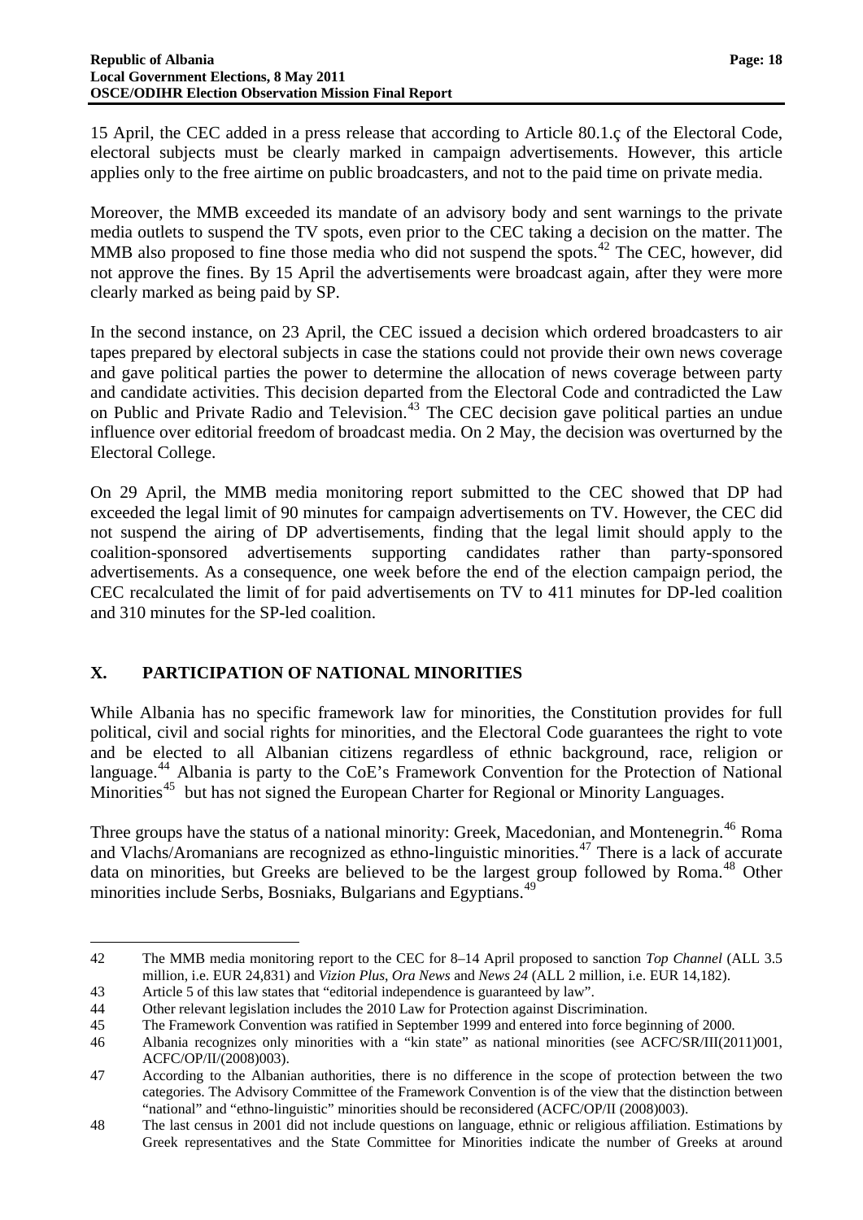15 April, the CEC added in a press release that according to Article 80.1.ç of the Electoral Code, electoral subjects must be clearly marked in campaign advertisements. However, this article applies only to the free airtime on public broadcasters, and not to the paid time on private media.

Moreover, the MMB exceeded its mandate of an advisory body and sent warnings to the private media outlets to suspend the TV spots, even prior to the CEC taking a decision on the matter. The MMB also proposed to fine those media who did not suspend the spots.[42] The CEC, however, did not approve the fines. By 15 April the advertisements were broadcast again, after they were more clearly marked as being paid by SP.

In the second instance, on 23 April, the CEC issued a decision which ordered broadcasters to air tapes prepared by electoral subjects in case the stations could not provide their own news coverage and gave political parties the power to determine the allocation of news coverage between party and candidate activities. This decision departed from the Electoral Code and contradicted the Law on Public and Private Radio and Television.[43] The CEC decision gave political parties an undue influence over editorial freedom of broadcast media. On 2 May, the decision was overturned by the Electoral College.

On 29 April, the MMB media monitoring report submitted to the CEC showed that DP had exceeded the legal limit of 90 minutes for campaign advertisements on TV. However, the CEC did not suspend the airing of DP advertisements, finding that the legal limit should apply to the coalition-sponsored advertisements supporting candidates rather than party-sponsored advertisements. As a consequence, one week before the end of the election campaign period, the CEC recalculated the limit of for paid advertisements on TV to 411 minutes for DP-led coalition and 310 minutes for the SP-led coalition.

## X. PARTICIPATION OF NATIONAL MINORITIES

While Albania has no specific framework law for minorities, the Constitution provides for full political, civil and social rights for minorities, and the Electoral Code guarantees the right to vote and be elected to all Albanian citizens regardless of ethnic background, race, religion or language.[44] Albania is party to the CoE's Framework Convention for the Protection of National Minorities[45] but has not signed the European Charter for Regional or Minority Languages.

Three groups have the status of a national minority: Greek, Macedonian, and Montenegrin.[46] Roma and Vlachs/Aromanians are recognized as ethno-linguistic minorities.[47] There is a lack of accurate data on minorities, but Greeks are believed to be the largest group followed by Roma.[48] Other minorities include Serbs, Bosniaks, Bulgarians and Egyptians.[49]

---

42 The MMB media monitoring report to the CEC for 8–14 April proposed to sanction *Top Channel* (ALL 3.5 million, i.e. EUR 24,831) and *Vizion Plus*, *Ora News* and *News 24* (ALL 2 million, i.e. EUR 14,182).

43 Article 5 of this law states that "editorial independence is guaranteed by law".

44 Other relevant legislation includes the 2010 Law for Protection against Discrimination.

45 The Framework Convention was ratified in September 1999 and entered into force beginning of 2000.

46 Albania recognizes only minorities with a "kin state" as national minorities (see ACFC/SR/III(2011)001, ACFC/OP/II/(2008)003).

47 According to the Albanian authorities, there is no difference in the scope of protection between the two categories. The Advisory Committee of the Framework Convention is of the view that the distinction between "national" and "ethno-linguistic" minorities should be reconsidered (ACFC/OP/II (2008)003).

48 The last census in 2001 did not include questions on language, ethnic or religious affiliation. Estimations by Greek representatives and the State Committee for Minorities indicate the number of Greeks at around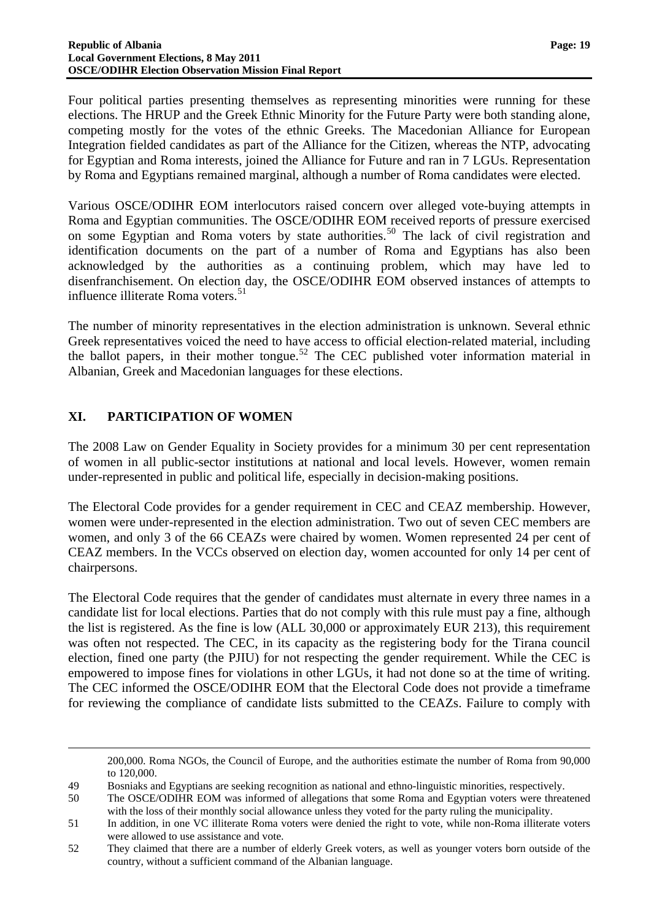Four political parties presenting themselves as representing minorities were running for these elections. The HRUP and the Greek Ethnic Minority for the Future Party were both standing alone, competing mostly for the votes of the ethnic Greeks. The Macedonian Alliance for European Integration fielded candidates as part of the Alliance for the Citizen, whereas the NTP, advocating for Egyptian and Roma interests, joined the Alliance for Future and ran in 7 LGUs. Representation by Roma and Egyptians remained marginal, although a number of Roma candidates were elected.

Various OSCE/ODIHR EOM interlocutors raised concern over alleged vote-buying attempts in Roma and Egyptian communities. The OSCE/ODIHR EOM received reports of pressure exercised on some Egyptian and Roma voters by state authorities.[50] The lack of civil registration and identification documents on the part of a number of Roma and Egyptians has also been acknowledged by the authorities as a continuing problem, which may have led to disenfranchisement. On election day, the OSCE/ODIHR EOM observed instances of attempts to influence illiterate Roma voters.[51]

The number of minority representatives in the election administration is unknown. Several ethnic Greek representatives voiced the need to have access to official election-related material, including the ballot papers, in their mother tongue.[52] The CEC published voter information material in Albanian, Greek and Macedonian languages for these elections.

## XI. PARTICIPATION OF WOMEN

The 2008 Law on Gender Equality in Society provides for a minimum 30 per cent representation of women in all public-sector institutions at national and local levels. However, women remain under-represented in public and political life, especially in decision-making positions.

The Electoral Code provides for a gender requirement in CEC and CEAZ membership. However, women were under-represented in the election administration. Two out of seven CEC members are women, and only 3 of the 66 CEAZs were chaired by women. Women represented 24 per cent of CEAZ members. In the VCCs observed on election day, women accounted for only 14 per cent of chairpersons.

The Electoral Code requires that the gender of candidates must alternate in every three names in a candidate list for local elections. Parties that do not comply with this rule must pay a fine, although the list is registered. As the fine is low (ALL 30,000 or approximately EUR 213), this requirement was often not respected. The CEC, in its capacity as the registering body for the Tirana council election, fined one party (the PJIU) for not respecting the gender requirement. While the CEC is empowered to impose fines for violations in other LGUs, it had not done so at the time of writing. The CEC informed the OSCE/ODIHR EOM that the Electoral Code does not provide a timeframe for reviewing the compliance of candidate lists submitted to the CEAZs. Failure to comply with

---

200,000. Roma NGOs, the Council of Europe, and the authorities estimate the number of Roma from 90,000 to 120,000.

49 Bosniaks and Egyptians are seeking recognition as national and ethno-linguistic minorities, respectively.

50 The OSCE/ODIHR EOM was informed of allegations that some Roma and Egyptian voters were threatened with the loss of their monthly social allowance unless they voted for the party ruling the municipality.

51 In addition, in one VC illiterate Roma voters were denied the right to vote, while non-Roma illiterate voters were allowed to use assistance and vote.

52 They claimed that there are a number of elderly Greek voters, as well as younger voters born outside of the country, without a sufficient command of the Albanian language.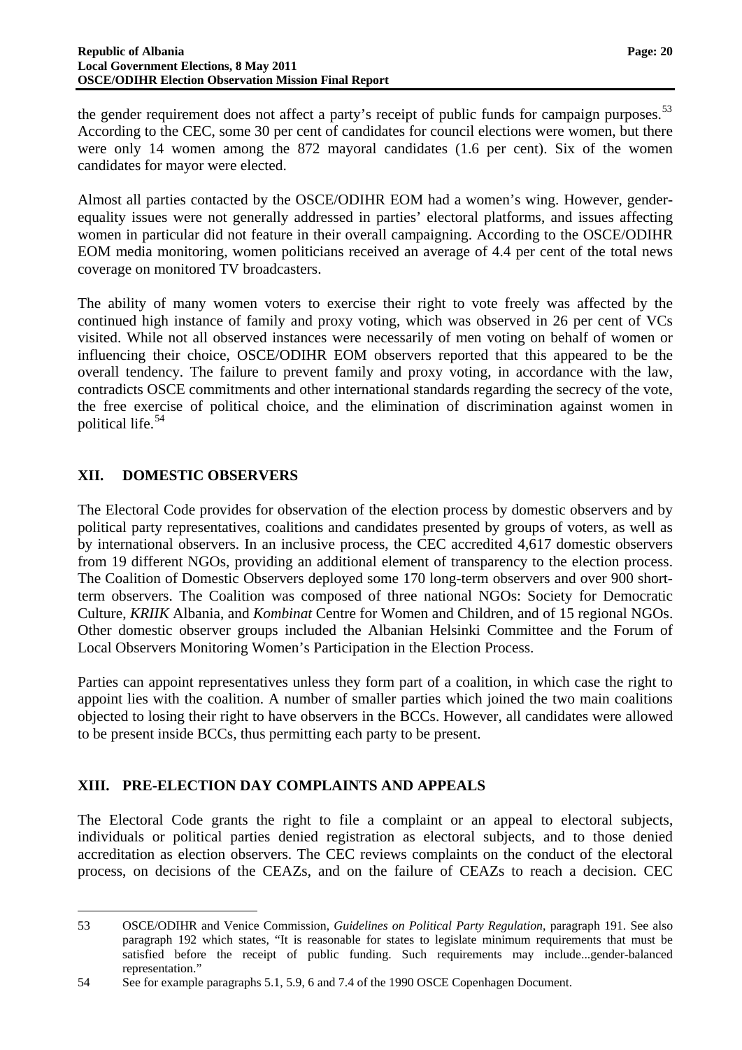the gender requirement does not affect a party's receipt of public funds for campaign purposes.[53] According to the CEC, some 30 per cent of candidates for council elections were women, but there were only 14 women among the 872 mayoral candidates (1.6 per cent). Six of the women candidates for mayor were elected.

Almost all parties contacted by the OSCE/ODIHR EOM had a women's wing. However, gender-equality issues were not generally addressed in parties' electoral platforms, and issues affecting women in particular did not feature in their overall campaigning. According to the OSCE/ODIHR EOM media monitoring, women politicians received an average of 4.4 per cent of the total news coverage on monitored TV broadcasters.

The ability of many women voters to exercise their right to vote freely was affected by the continued high instance of family and proxy voting, which was observed in 26 per cent of VCs visited. While not all observed instances were necessarily of men voting on behalf of women or influencing their choice, OSCE/ODIHR EOM observers reported that this appeared to be the overall tendency. The failure to prevent family and proxy voting, in accordance with the law, contradicts OSCE commitments and other international standards regarding the secrecy of the vote, the free exercise of political choice, and the elimination of discrimination against women in political life.[54]

## XII. DOMESTIC OBSERVERS

The Electoral Code provides for observation of the election process by domestic observers and by political party representatives, coalitions and candidates presented by groups of voters, as well as by international observers. In an inclusive process, the CEC accredited 4,617 domestic observers from 19 different NGOs, providing an additional element of transparency to the election process. The Coalition of Domestic Observers deployed some 170 long-term observers and over 900 short-term observers. The Coalition was composed of three national NGOs: Society for Democratic Culture, *KRIIK* Albania, and *Kombinat* Centre for Women and Children, and of 15 regional NGOs. Other domestic observer groups included the Albanian Helsinki Committee and the Forum of Local Observers Monitoring Women's Participation in the Election Process.

Parties can appoint representatives unless they form part of a coalition, in which case the right to appoint lies with the coalition. A number of smaller parties which joined the two main coalitions objected to losing their right to have observers in the BCCs. However, all candidates were allowed to be present inside BCCs, thus permitting each party to be present.

## XIII. PRE-ELECTION DAY COMPLAINTS AND APPEALS

The Electoral Code grants the right to file a complaint or an appeal to electoral subjects, individuals or political parties denied registration as electoral subjects, and to those denied accreditation as election observers. The CEC reviews complaints on the conduct of the electoral process, on decisions of the CEAZs, and on the failure of CEAZs to reach a decision. CEC

---

53 OSCE/ODIHR and Venice Commission, *Guidelines on Political Party Regulation*, paragraph 191. See also paragraph 192 which states, "It is reasonable for states to legislate minimum requirements that must be satisfied before the receipt of public funding. Such requirements may include...gender-balanced representation."

54 See for example paragraphs 5.1, 5.9, 6 and 7.4 of the 1990 OSCE Copenhagen Document.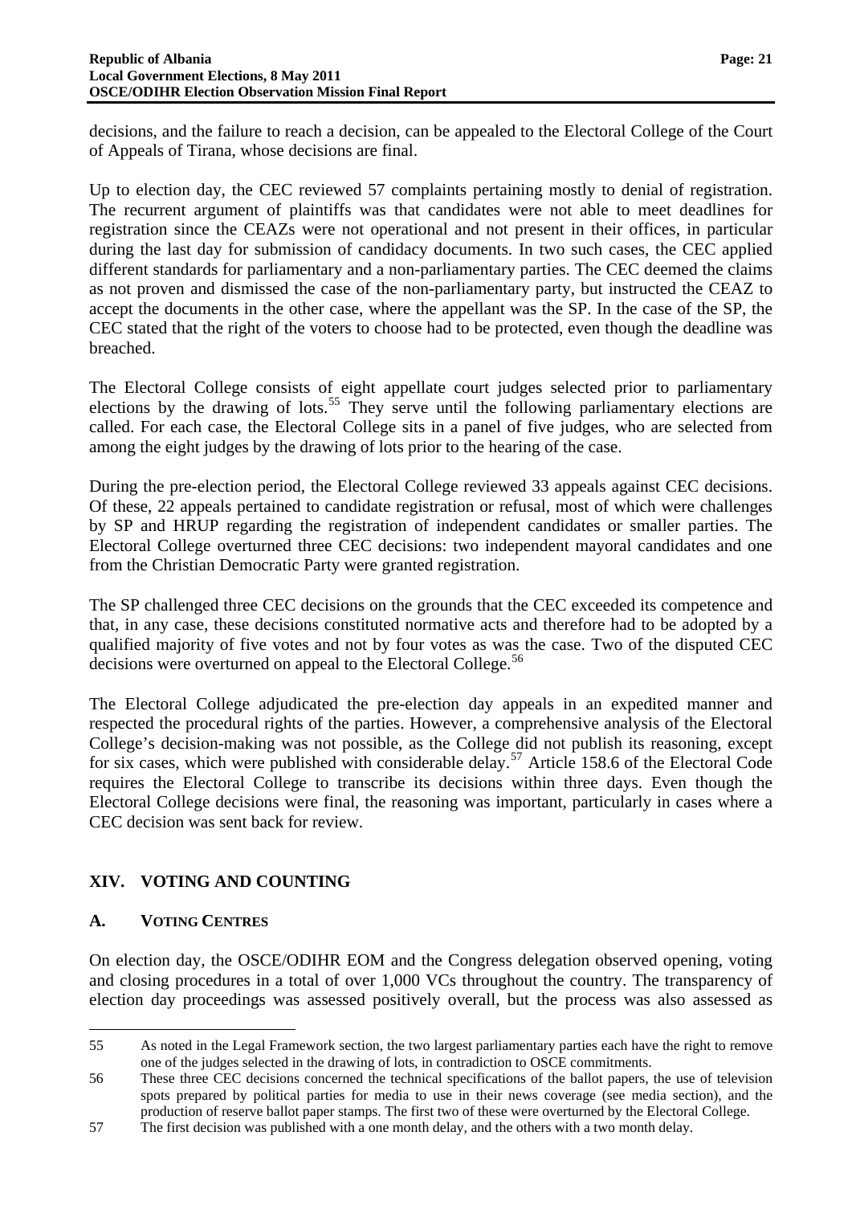decisions, and the failure to reach a decision, can be appealed to the Electoral College of the Court of Appeals of Tirana, whose decisions are final.

Up to election day, the CEC reviewed 57 complaints pertaining mostly to denial of registration. The recurrent argument of plaintiffs was that candidates were not able to meet deadlines for registration since the CEAZs were not operational and not present in their offices, in particular during the last day for submission of candidacy documents. In two such cases, the CEC applied different standards for parliamentary and a non-parliamentary parties. The CEC deemed the claims as not proven and dismissed the case of the non-parliamentary party, but instructed the CEAZ to accept the documents in the other case, where the appellant was the SP. In the case of the SP, the CEC stated that the right of the voters to choose had to be protected, even though the deadline was breached.

The Electoral College consists of eight appellate court judges selected prior to parliamentary elections by the drawing of lots.[55] They serve until the following parliamentary elections are called. For each case, the Electoral College sits in a panel of five judges, who are selected from among the eight judges by the drawing of lots prior to the hearing of the case.

During the pre-election period, the Electoral College reviewed 33 appeals against CEC decisions. Of these, 22 appeals pertained to candidate registration or refusal, most of which were challenges by SP and HRUP regarding the registration of independent candidates or smaller parties. The Electoral College overturned three CEC decisions: two independent mayoral candidates and one from the Christian Democratic Party were granted registration.

The SP challenged three CEC decisions on the grounds that the CEC exceeded its competence and that, in any case, these decisions constituted normative acts and therefore had to be adopted by a qualified majority of five votes and not by four votes as was the case. Two of the disputed CEC decisions were overturned on appeal to the Electoral College.[56]

The Electoral College adjudicated the pre-election day appeals in an expedited manner and respected the procedural rights of the parties. However, a comprehensive analysis of the Electoral College's decision-making was not possible, as the College did not publish its reasoning, except for six cases, which were published with considerable delay.[57] Article 158.6 of the Electoral Code requires the Electoral College to transcribe its decisions within three days. Even though the Electoral College decisions were final, the reasoning was important, particularly in cases where a CEC decision was sent back for review.

## XIV. VOTING AND COUNTING

### A. VOTING CENTRES

On election day, the OSCE/ODIHR EOM and the Congress delegation observed opening, voting and closing procedures in a total of over 1,000 VCs throughout the country. The transparency of election day proceedings was assessed positively overall, but the process was also assessed as

---

55 As noted in the Legal Framework section, the two largest parliamentary parties each have the right to remove one of the judges selected in the drawing of lots, in contradiction to OSCE commitments.

56 These three CEC decisions concerned the technical specifications of the ballot papers, the use of television spots prepared by political parties for media to use in their news coverage (see media section), and the production of reserve ballot paper stamps. The first two of these were overturned by the Electoral College.

57 The first decision was published with a one month delay, and the others with a two month delay.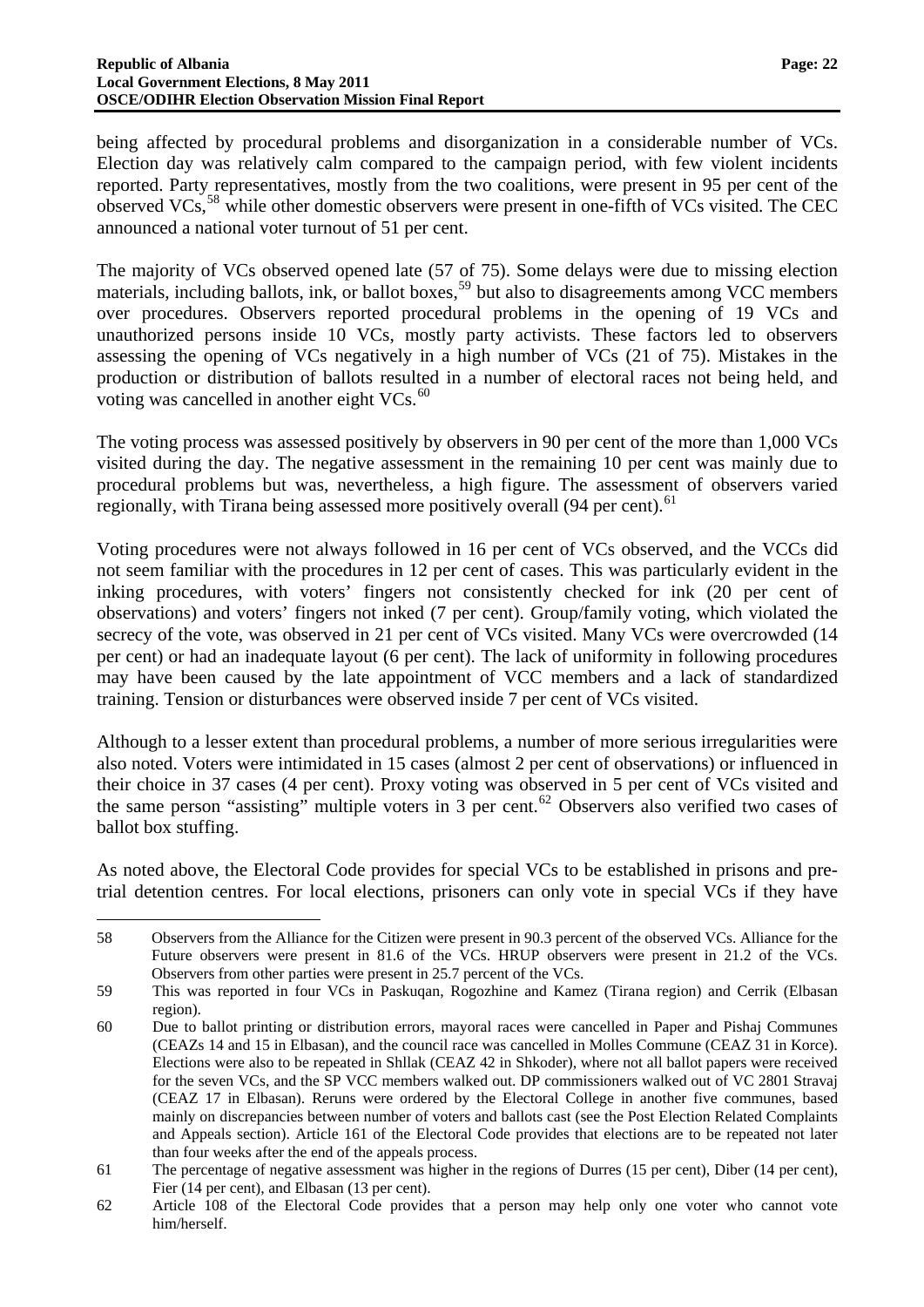being affected by procedural problems and disorganization in a considerable number of VCs. Election day was relatively calm compared to the campaign period, with few violent incidents reported. Party representatives, mostly from the two coalitions, were present in 95 per cent of the observed VCs,[58] while other domestic observers were present in one-fifth of VCs visited. The CEC announced a national voter turnout of 51 per cent.

The majority of VCs observed opened late (57 of 75). Some delays were due to missing election materials, including ballots, ink, or ballot boxes,[59] but also to disagreements among VCC members over procedures. Observers reported procedural problems in the opening of 19 VCs and unauthorized persons inside 10 VCs, mostly party activists. These factors led to observers assessing the opening of VCs negatively in a high number of VCs (21 of 75). Mistakes in the production or distribution of ballots resulted in a number of electoral races not being held, and voting was cancelled in another eight VCs.[60]

The voting process was assessed positively by observers in 90 per cent of the more than 1,000 VCs visited during the day. The negative assessment in the remaining 10 per cent was mainly due to procedural problems but was, nevertheless, a high figure. The assessment of observers varied regionally, with Tirana being assessed more positively overall (94 per cent).[61]

Voting procedures were not always followed in 16 per cent of VCs observed, and the VCCs did not seem familiar with the procedures in 12 per cent of cases. This was particularly evident in the inking procedures, with voters' fingers not consistently checked for ink (20 per cent of observations) and voters' fingers not inked (7 per cent). Group/family voting, which violated the secrecy of the vote, was observed in 21 per cent of VCs visited. Many VCs were overcrowded (14 per cent) or had an inadequate layout (6 per cent). The lack of uniformity in following procedures may have been caused by the late appointment of VCC members and a lack of standardized training. Tension or disturbances were observed inside 7 per cent of VCs visited.

Although to a lesser extent than procedural problems, a number of more serious irregularities were also noted. Voters were intimidated in 15 cases (almost 2 per cent of observations) or influenced in their choice in 37 cases (4 per cent). Proxy voting was observed in 5 per cent of VCs visited and the same person "assisting" multiple voters in 3 per cent.[62] Observers also verified two cases of ballot box stuffing.

As noted above, the Electoral Code provides for special VCs to be established in prisons and pre-trial detention centres. For local elections, prisoners can only vote in special VCs if they have

---

58 Observers from the Alliance for the Citizen were present in 90.3 percent of the observed VCs. Alliance for the Future observers were present in 81.6 of the VCs. HRUP observers were present in 21.2 of the VCs. Observers from other parties were present in 25.7 percent of the VCs.

59 This was reported in four VCs in Paskuqan, Rogozhine and Kamez (Tirana region) and Cerrik (Elbasan region).

60 Due to ballot printing or distribution errors, mayoral races were cancelled in Paper and Pishaj Communes (CEAZs 14 and 15 in Elbasan), and the council race was cancelled in Molles Commune (CEAZ 31 in Korce). Elections were also to be repeated in Shllak (CEAZ 42 in Shkoder), where not all ballot papers were received for the seven VCs, and the SP VCC members walked out. DP commissioners walked out of VC 2801 Stravaj (CEAZ 17 in Elbasan). Reruns were ordered by the Electoral College in another five communes, based mainly on discrepancies between number of voters and ballots cast (see the Post Election Related Complaints and Appeals section). Article 161 of the Electoral Code provides that elections are to be repeated not later than four weeks after the end of the appeals process.

61 The percentage of negative assessment was higher in the regions of Durres (15 per cent), Diber (14 per cent), Fier (14 per cent), and Elbasan (13 per cent).

62 Article 108 of the Electoral Code provides that a person may help only one voter who cannot vote him/herself.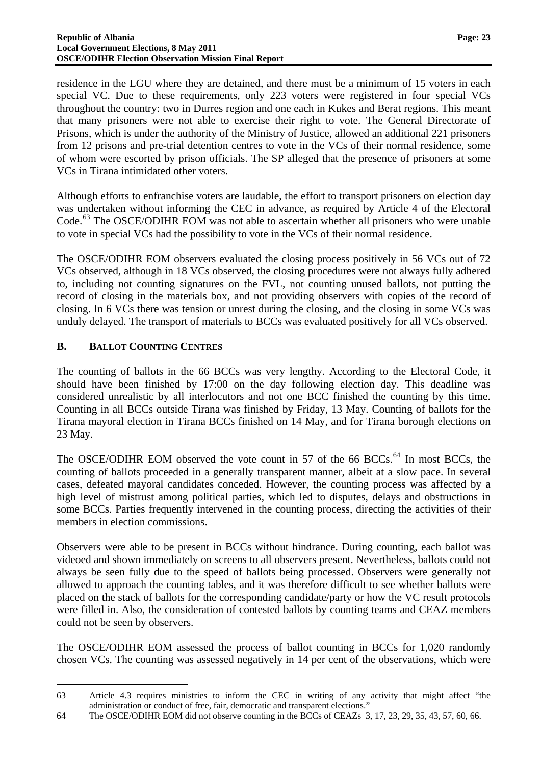residence in the LGU where they are detained, and there must be a minimum of 15 voters in each special VC. Due to these requirements, only 223 voters were registered in four special VCs throughout the country: two in Durres region and one each in Kukes and Berat regions. This meant that many prisoners were not able to exercise their right to vote. The General Directorate of Prisons, which is under the authority of the Ministry of Justice, allowed an additional 221 prisoners from 12 prisons and pre-trial detention centres to vote in the VCs of their normal residence, some of whom were escorted by prison officials. The SP alleged that the presence of prisoners at some VCs in Tirana intimidated other voters.

Although efforts to enfranchise voters are laudable, the effort to transport prisoners on election day was undertaken without informing the CEC in advance, as required by Article 4 of the Electoral Code.[63] The OSCE/ODIHR EOM was not able to ascertain whether all prisoners who were unable to vote in special VCs had the possibility to vote in the VCs of their normal residence.

The OSCE/ODIHR EOM observers evaluated the closing process positively in 56 VCs out of 72 VCs observed, although in 18 VCs observed, the closing procedures were not always fully adhered to, including not counting signatures on the FVL, not counting unused ballots, not putting the record of closing in the materials box, and not providing observers with copies of the record of closing. In 6 VCs there was tension or unrest during the closing, and the closing in some VCs was unduly delayed. The transport of materials to BCCs was evaluated positively for all VCs observed.

## B. BALLOT COUNTING CENTRES

The counting of ballots in the 66 BCCs was very lengthy. According to the Electoral Code, it should have been finished by 17:00 on the day following election day. This deadline was considered unrealistic by all interlocutors and not one BCC finished the counting by this time. Counting in all BCCs outside Tirana was finished by Friday, 13 May. Counting of ballots for the Tirana mayoral election in Tirana BCCs finished on 14 May, and for Tirana borough elections on 23 May.

The OSCE/ODIHR EOM observed the vote count in 57 of the 66 BCCs.[64] In most BCCs, the counting of ballots proceeded in a generally transparent manner, albeit at a slow pace. In several cases, defeated mayoral candidates conceded. However, the counting process was affected by a high level of mistrust among political parties, which led to disputes, delays and obstructions in some BCCs. Parties frequently intervened in the counting process, directing the activities of their members in election commissions.

Observers were able to be present in BCCs without hindrance. During counting, each ballot was videoed and shown immediately on screens to all observers present. Nevertheless, ballots could not always be seen fully due to the speed of ballots being processed. Observers were generally not allowed to approach the counting tables, and it was therefore difficult to see whether ballots were placed on the stack of ballots for the corresponding candidate/party or how the VC result protocols were filled in. Also, the consideration of contested ballots by counting teams and CEAZ members could not be seen by observers.

The OSCE/ODIHR EOM assessed the process of ballot counting in BCCs for 1,020 randomly chosen VCs. The counting was assessed negatively in 14 per cent of the observations, which were

---

63 Article 4.3 requires ministries to inform the CEC in writing of any activity that might affect "the administration or conduct of free, fair, democratic and transparent elections."

64 The OSCE/ODIHR EOM did not observe counting in the BCCs of CEAZs 3, 17, 23, 29, 35, 43, 57, 60, 66.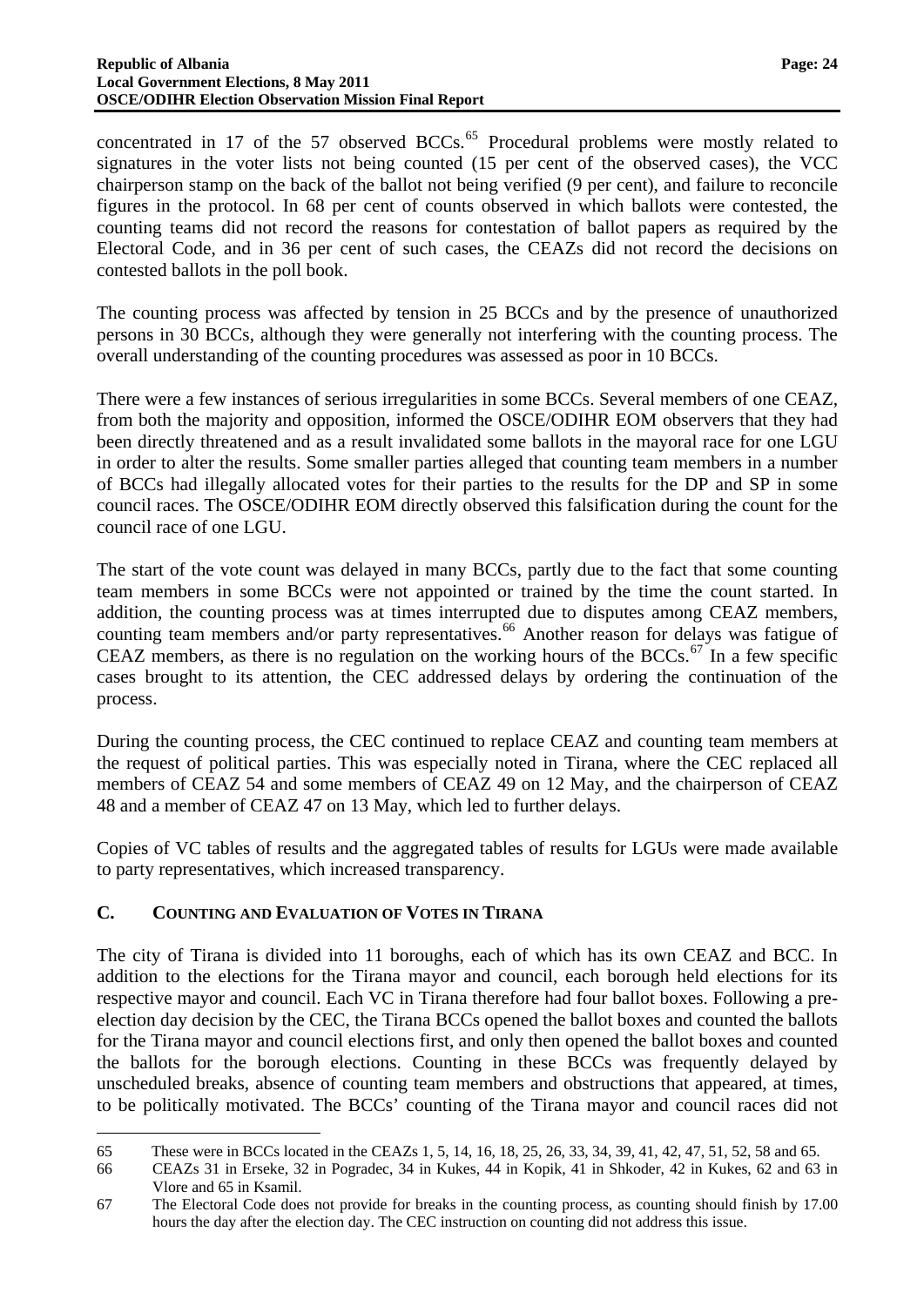concentrated in 17 of the 57 observed BCCs.[65] Procedural problems were mostly related to signatures in the voter lists not being counted (15 per cent of the observed cases), the VCC chairperson stamp on the back of the ballot not being verified (9 per cent), and failure to reconcile figures in the protocol. In 68 per cent of counts observed in which ballots were contested, the counting teams did not record the reasons for contestation of ballot papers as required by the Electoral Code, and in 36 per cent of such cases, the CEAZs did not record the decisions on contested ballots in the poll book.

The counting process was affected by tension in 25 BCCs and by the presence of unauthorized persons in 30 BCCs, although they were generally not interfering with the counting process. The overall understanding of the counting procedures was assessed as poor in 10 BCCs.

There were a few instances of serious irregularities in some BCCs. Several members of one CEAZ, from both the majority and opposition, informed the OSCE/ODIHR EOM observers that they had been directly threatened and as a result invalidated some ballots in the mayoral race for one LGU in order to alter the results. Some smaller parties alleged that counting team members in a number of BCCs had illegally allocated votes for their parties to the results for the DP and SP in some council races. The OSCE/ODIHR EOM directly observed this falsification during the count for the council race of one LGU.

The start of the vote count was delayed in many BCCs, partly due to the fact that some counting team members in some BCCs were not appointed or trained by the time the count started. In addition, the counting process was at times interrupted due to disputes among CEAZ members, counting team members and/or party representatives.[66] Another reason for delays was fatigue of CEAZ members, as there is no regulation on the working hours of the BCCs.[67] In a few specific cases brought to its attention, the CEC addressed delays by ordering the continuation of the process.

During the counting process, the CEC continued to replace CEAZ and counting team members at the request of political parties. This was especially noted in Tirana, where the CEC replaced all members of CEAZ 54 and some members of CEAZ 49 on 12 May, and the chairperson of CEAZ 48 and a member of CEAZ 47 on 13 May, which led to further delays.

Copies of VC tables of results and the aggregated tables of results for LGUs were made available to party representatives, which increased transparency.

## C. Counting and Evaluation of Votes in Tirana

The city of Tirana is divided into 11 boroughs, each of which has its own CEAZ and BCC. In addition to the elections for the Tirana mayor and council, each borough held elections for its respective mayor and council. Each VC in Tirana therefore had four ballot boxes. Following a pre-election day decision by the CEC, the Tirana BCCs opened the ballot boxes and counted the ballots for the Tirana mayor and council elections first, and only then opened the ballot boxes and counted the ballots for the borough elections. Counting in these BCCs was frequently delayed by unscheduled breaks, absence of counting team members and obstructions that appeared, at times, to be politically motivated. The BCCs' counting of the Tirana mayor and council races did not

---

65 These were in BCCs located in the CEAZs 1, 5, 14, 16, 18, 25, 26, 33, 34, 39, 41, 42, 47, 51, 52, 58 and 65.

66 CEAZs 31 in Erseke, 32 in Pogradec, 34 in Kukes, 44 in Kopik, 41 in Shkoder, 42 in Kukes, 62 and 63 in Vlore and 65 in Ksamil.

67 The Electoral Code does not provide for breaks in the counting process, as counting should finish by 17.00 hours the day after the election day. The CEC instruction on counting did not address this issue.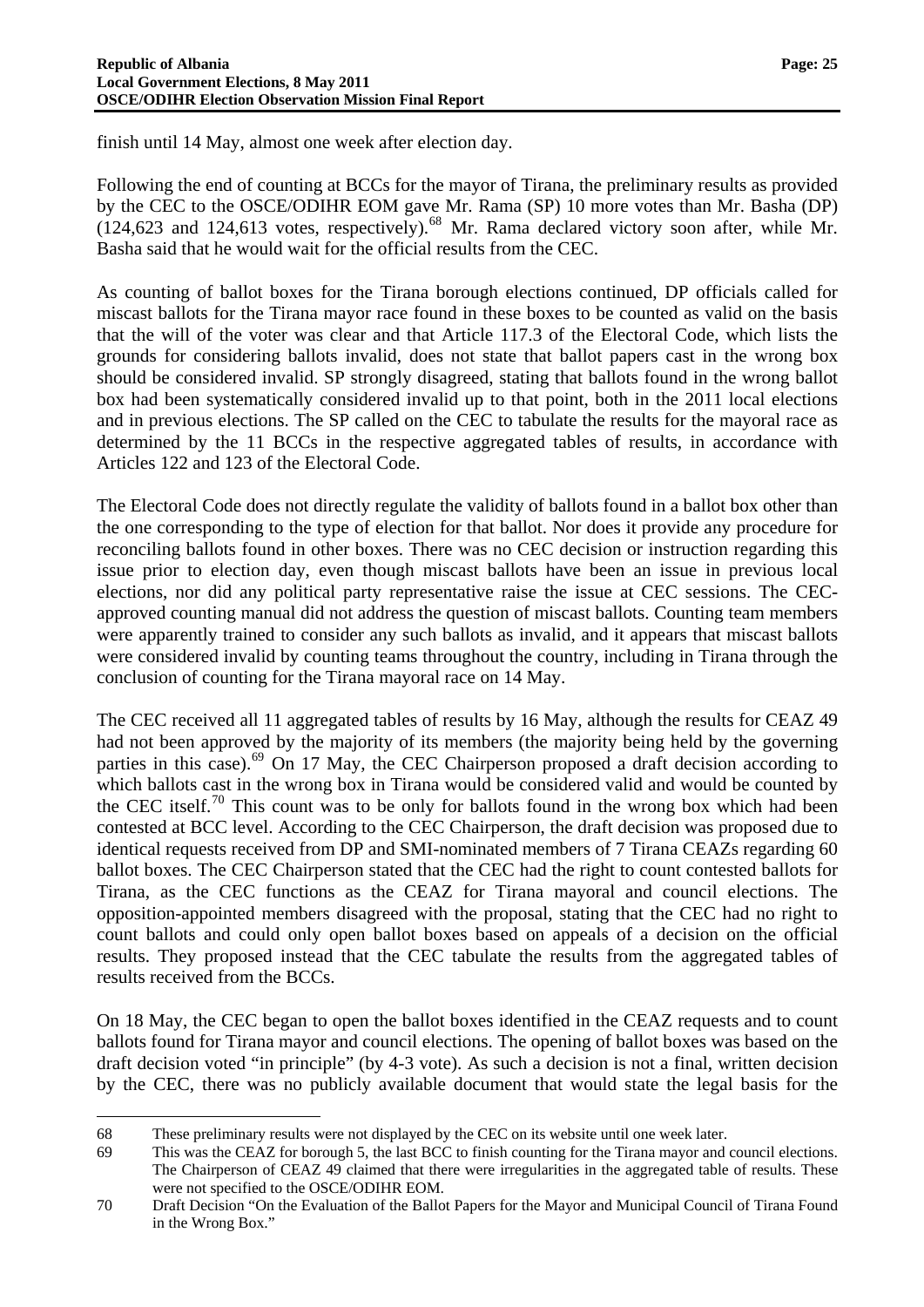finish until 14 May, almost one week after election day.

Following the end of counting at BCCs for the mayor of Tirana, the preliminary results as provided by the CEC to the OSCE/ODIHR EOM gave Mr. Rama (SP) 10 more votes than Mr. Basha (DP) (124,623 and 124,613 votes, respectively).[68] Mr. Rama declared victory soon after, while Mr. Basha said that he would wait for the official results from the CEC.

As counting of ballot boxes for the Tirana borough elections continued, DP officials called for miscast ballots for the Tirana mayor race found in these boxes to be counted as valid on the basis that the will of the voter was clear and that Article 117.3 of the Electoral Code, which lists the grounds for considering ballots invalid, does not state that ballot papers cast in the wrong box should be considered invalid. SP strongly disagreed, stating that ballots found in the wrong ballot box had been systematically considered invalid up to that point, both in the 2011 local elections and in previous elections. The SP called on the CEC to tabulate the results for the mayoral race as determined by the 11 BCCs in the respective aggregated tables of results, in accordance with Articles 122 and 123 of the Electoral Code.

The Electoral Code does not directly regulate the validity of ballots found in a ballot box other than the one corresponding to the type of election for that ballot. Nor does it provide any procedure for reconciling ballots found in other boxes. There was no CEC decision or instruction regarding this issue prior to election day, even though miscast ballots have been an issue in previous local elections, nor did any political party representative raise the issue at CEC sessions. The CEC-approved counting manual did not address the question of miscast ballots. Counting team members were apparently trained to consider any such ballots as invalid, and it appears that miscast ballots were considered invalid by counting teams throughout the country, including in Tirana through the conclusion of counting for the Tirana mayoral race on 14 May.

The CEC received all 11 aggregated tables of results by 16 May, although the results for CEAZ 49 had not been approved by the majority of its members (the majority being held by the governing parties in this case).[69] On 17 May, the CEC Chairperson proposed a draft decision according to which ballots cast in the wrong box in Tirana would be considered valid and would be counted by the CEC itself.[70] This count was to be only for ballots found in the wrong box which had been contested at BCC level. According to the CEC Chairperson, the draft decision was proposed due to identical requests received from DP and SMI-nominated members of 7 Tirana CEAZs regarding 60 ballot boxes. The CEC Chairperson stated that the CEC had the right to count contested ballots for Tirana, as the CEC functions as the CEAZ for Tirana mayoral and council elections. The opposition-appointed members disagreed with the proposal, stating that the CEC had no right to count ballots and could only open ballot boxes based on appeals of a decision on the official results. They proposed instead that the CEC tabulate the results from the aggregated tables of results received from the BCCs.

On 18 May, the CEC began to open the ballot boxes identified in the CEAZ requests and to count ballots found for Tirana mayor and council elections. The opening of ballot boxes was based on the draft decision voted "in principle" (by 4-3 vote). As such a decision is not a final, written decision by the CEC, there was no publicly available document that would state the legal basis for the

---

68 These preliminary results were not displayed by the CEC on its website until one week later.

69 This was the CEAZ for borough 5, the last BCC to finish counting for the Tirana mayor and council elections. The Chairperson of CEAZ 49 claimed that there were irregularities in the aggregated table of results. These were not specified to the OSCE/ODIHR EOM.

70 Draft Decision "On the Evaluation of the Ballot Papers for the Mayor and Municipal Council of Tirana Found in the Wrong Box."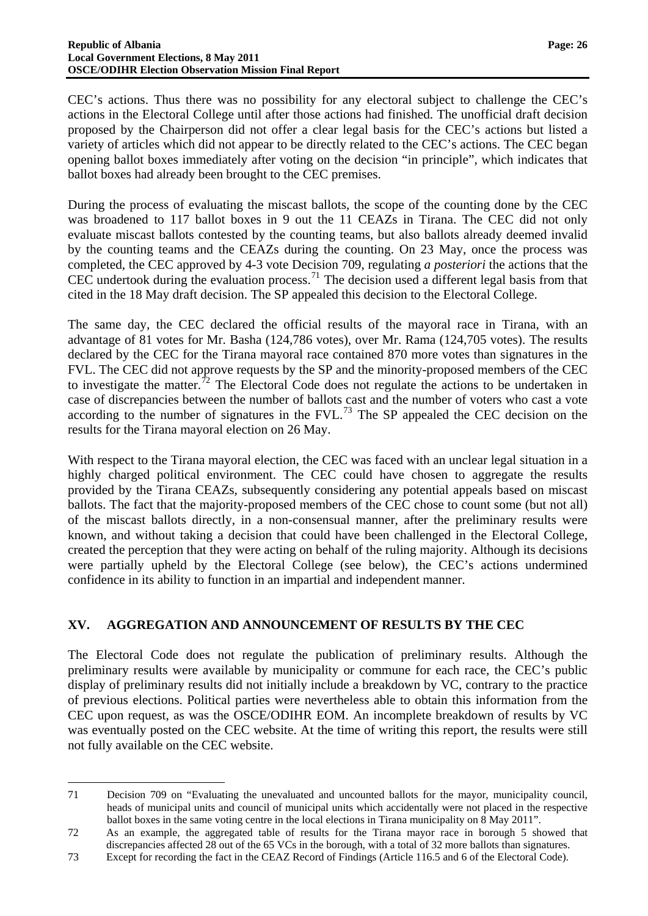CEC's actions. Thus there was no possibility for any electoral subject to challenge the CEC's actions in the Electoral College until after those actions had finished. The unofficial draft decision proposed by the Chairperson did not offer a clear legal basis for the CEC's actions but listed a variety of articles which did not appear to be directly related to the CEC's actions. The CEC began opening ballot boxes immediately after voting on the decision "in principle", which indicates that ballot boxes had already been brought to the CEC premises.

During the process of evaluating the miscast ballots, the scope of the counting done by the CEC was broadened to 117 ballot boxes in 9 out the 11 CEAZs in Tirana. The CEC did not only evaluate miscast ballots contested by the counting teams, but also ballots already deemed invalid by the counting teams and the CEAZs during the counting. On 23 May, once the process was completed, the CEC approved by 4-3 vote Decision 709, regulating *a posteriori* the actions that the CEC undertook during the evaluation process.[71] The decision used a different legal basis from that cited in the 18 May draft decision. The SP appealed this decision to the Electoral College.

The same day, the CEC declared the official results of the mayoral race in Tirana, with an advantage of 81 votes for Mr. Basha (124,786 votes), over Mr. Rama (124,705 votes). The results declared by the CEC for the Tirana mayoral race contained 870 more votes than signatures in the FVL. The CEC did not approve requests by the SP and the minority-proposed members of the CEC to investigate the matter.[72] The Electoral Code does not regulate the actions to be undertaken in case of discrepancies between the number of ballots cast and the number of voters who cast a vote according to the number of signatures in the FVL.[73] The SP appealed the CEC decision on the results for the Tirana mayoral election on 26 May.

With respect to the Tirana mayoral election, the CEC was faced with an unclear legal situation in a highly charged political environment. The CEC could have chosen to aggregate the results provided by the Tirana CEAZs, subsequently considering any potential appeals based on miscast ballots. The fact that the majority-proposed members of the CEC chose to count some (but not all) of the miscast ballots directly, in a non-consensual manner, after the preliminary results were known, and without taking a decision that could have been challenged in the Electoral College, created the perception that they were acting on behalf of the ruling majority. Although its decisions were partially upheld by the Electoral College (see below), the CEC's actions undermined confidence in its ability to function in an impartial and independent manner.

## XV. AGGREGATION AND ANNOUNCEMENT OF RESULTS BY THE CEC

The Electoral Code does not regulate the publication of preliminary results. Although the preliminary results were available by municipality or commune for each race, the CEC's public display of preliminary results did not initially include a breakdown by VC, contrary to the practice of previous elections. Political parties were nevertheless able to obtain this information from the CEC upon request, as was the OSCE/ODIHR EOM. An incomplete breakdown of results by VC was eventually posted on the CEC website. At the time of writing this report, the results were still not fully available on the CEC website.

---

71 Decision 709 on "Evaluating the unevaluated and uncounted ballots for the mayor, municipality council, heads of municipal units and council of municipal units which accidentally were not placed in the respective ballot boxes in the same voting centre in the local elections in Tirana municipality on 8 May 2011".

72 As an example, the aggregated table of results for the Tirana mayor race in borough 5 showed that discrepancies affected 28 out of the 65 VCs in the borough, with a total of 32 more ballots than signatures.

73 Except for recording the fact in the CEAZ Record of Findings (Article 116.5 and 6 of the Electoral Code).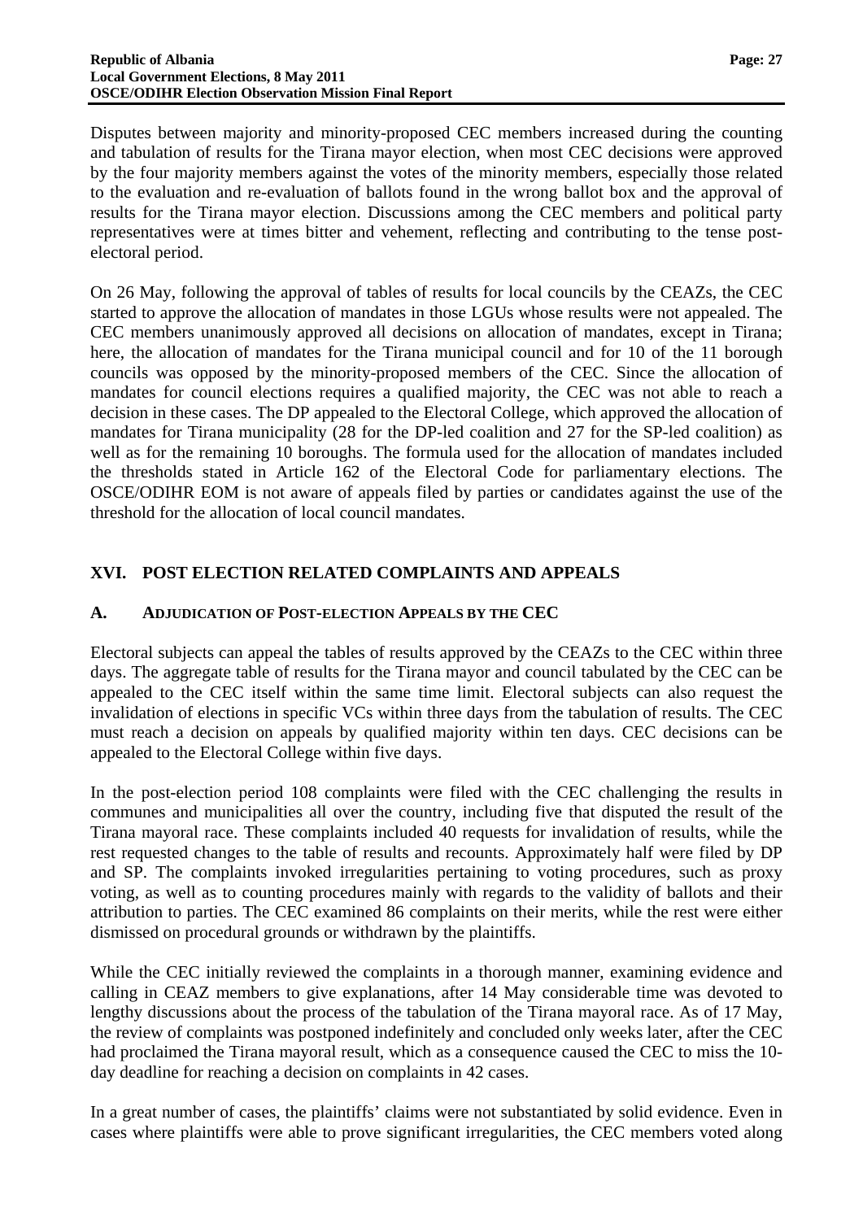Disputes between majority and minority-proposed CEC members increased during the counting and tabulation of results for the Tirana mayor election, when most CEC decisions were approved by the four majority members against the votes of the minority members, especially those related to the evaluation and re-evaluation of ballots found in the wrong ballot box and the approval of results for the Tirana mayor election. Discussions among the CEC members and political party representatives were at times bitter and vehement, reflecting and contributing to the tense post-electoral period.

On 26 May, following the approval of tables of results for local councils by the CEAZs, the CEC started to approve the allocation of mandates in those LGUs whose results were not appealed. The CEC members unanimously approved all decisions on allocation of mandates, except in Tirana; here, the allocation of mandates for the Tirana municipal council and for 10 of the 11 borough councils was opposed by the minority-proposed members of the CEC. Since the allocation of mandates for council elections requires a qualified majority, the CEC was not able to reach a decision in these cases. The DP appealed to the Electoral College, which approved the allocation of mandates for Tirana municipality (28 for the DP-led coalition and 27 for the SP-led coalition) as well as for the remaining 10 boroughs. The formula used for the allocation of mandates included the thresholds stated in Article 162 of the Electoral Code for parliamentary elections. The OSCE/ODIHR EOM is not aware of appeals filed by parties or candidates against the use of the threshold for the allocation of local council mandates.

## XVI. POST ELECTION RELATED COMPLAINTS AND APPEALS

### A. ADJUDICATION OF POST-ELECTION APPEALS BY THE CEC

Electoral subjects can appeal the tables of results approved by the CEAZs to the CEC within three days. The aggregate table of results for the Tirana mayor and council tabulated by the CEC can be appealed to the CEC itself within the same time limit. Electoral subjects can also request the invalidation of elections in specific VCs within three days from the tabulation of results. The CEC must reach a decision on appeals by qualified majority within ten days. CEC decisions can be appealed to the Electoral College within five days.

In the post-election period 108 complaints were filed with the CEC challenging the results in communes and municipalities all over the country, including five that disputed the result of the Tirana mayoral race. These complaints included 40 requests for invalidation of results, while the rest requested changes to the table of results and recounts. Approximately half were filed by DP and SP. The complaints invoked irregularities pertaining to voting procedures, such as proxy voting, as well as to counting procedures mainly with regards to the validity of ballots and their attribution to parties. The CEC examined 86 complaints on their merits, while the rest were either dismissed on procedural grounds or withdrawn by the plaintiffs.

While the CEC initially reviewed the complaints in a thorough manner, examining evidence and calling in CEAZ members to give explanations, after 14 May considerable time was devoted to lengthy discussions about the process of the tabulation of the Tirana mayoral race. As of 17 May, the review of complaints was postponed indefinitely and concluded only weeks later, after the CEC had proclaimed the Tirana mayoral result, which as a consequence caused the CEC to miss the 10-day deadline for reaching a decision on complaints in 42 cases.

In a great number of cases, the plaintiffs' claims were not substantiated by solid evidence. Even in cases where plaintiffs were able to prove significant irregularities, the CEC members voted along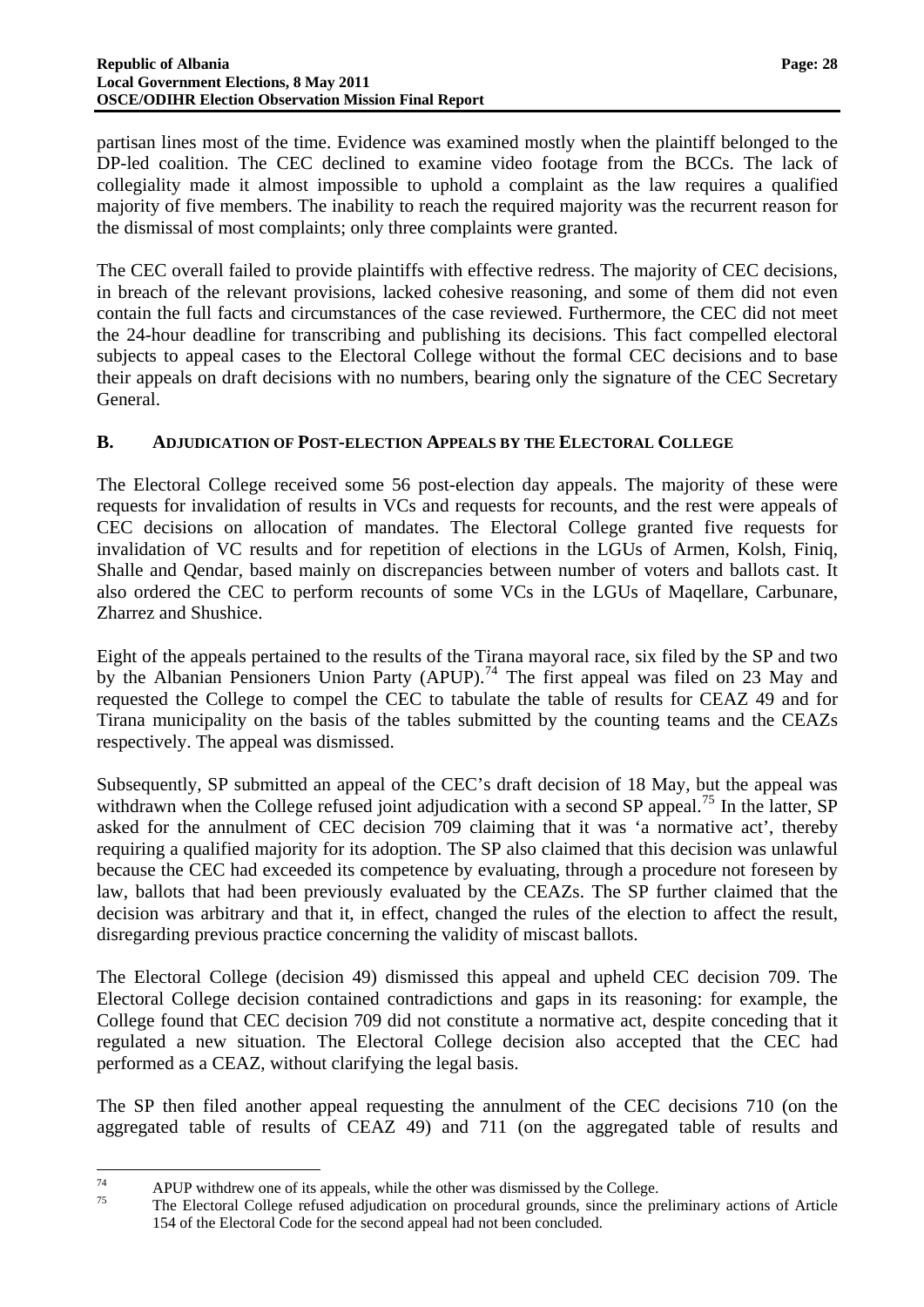partisan lines most of the time. Evidence was examined mostly when the plaintiff belonged to the DP-led coalition. The CEC declined to examine video footage from the BCCs. The lack of collegiality made it almost impossible to uphold a complaint as the law requires a qualified majority of five members. The inability to reach the required majority was the recurrent reason for the dismissal of most complaints; only three complaints were granted.

The CEC overall failed to provide plaintiffs with effective redress. The majority of CEC decisions, in breach of the relevant provisions, lacked cohesive reasoning, and some of them did not even contain the full facts and circumstances of the case reviewed. Furthermore, the CEC did not meet the 24-hour deadline for transcribing and publishing its decisions. This fact compelled electoral subjects to appeal cases to the Electoral College without the formal CEC decisions and to base their appeals on draft decisions with no numbers, bearing only the signature of the CEC Secretary General.

## B. Adjudication of Post-election Appeals by the Electoral College

The Electoral College received some 56 post-election day appeals. The majority of these were requests for invalidation of results in VCs and requests for recounts, and the rest were appeals of CEC decisions on allocation of mandates. The Electoral College granted five requests for invalidation of VC results and for repetition of elections in the LGUs of Armen, Kolsh, Finiq, Shalle and Qendar, based mainly on discrepancies between number of voters and ballots cast. It also ordered the CEC to perform recounts of some VCs in the LGUs of Maqellare, Carbunare, Zharrez and Shushice.

Eight of the appeals pertained to the results of the Tirana mayoral race, six filed by the SP and two by the Albanian Pensioners Union Party (APUP).[74] The first appeal was filed on 23 May and requested the College to compel the CEC to tabulate the table of results for CEAZ 49 and for Tirana municipality on the basis of the tables submitted by the counting teams and the CEAZs respectively. The appeal was dismissed.

Subsequently, SP submitted an appeal of the CEC's draft decision of 18 May, but the appeal was withdrawn when the College refused joint adjudication with a second SP appeal.[75] In the latter, SP asked for the annulment of CEC decision 709 claiming that it was 'a normative act', thereby requiring a qualified majority for its adoption. The SP also claimed that this decision was unlawful because the CEC had exceeded its competence by evaluating, through a procedure not foreseen by law, ballots that had been previously evaluated by the CEAZs. The SP further claimed that the decision was arbitrary and that it, in effect, changed the rules of the election to affect the result, disregarding previous practice concerning the validity of miscast ballots.

The Electoral College (decision 49) dismissed this appeal and upheld CEC decision 709. The Electoral College decision contained contradictions and gaps in its reasoning: for example, the College found that CEC decision 709 did not constitute a normative act, despite conceding that it regulated a new situation. The Electoral College decision also accepted that the CEC had performed as a CEAZ, without clarifying the legal basis.

The SP then filed another appeal requesting the annulment of the CEC decisions 710 (on the aggregated table of results of CEAZ 49) and 711 (on the aggregated table of results and

---

[74] APUP withdrew one of its appeals, while the other was dismissed by the College.

[75] The Electoral College refused adjudication on procedural grounds, since the preliminary actions of Article 154 of the Electoral Code for the second appeal had not been concluded.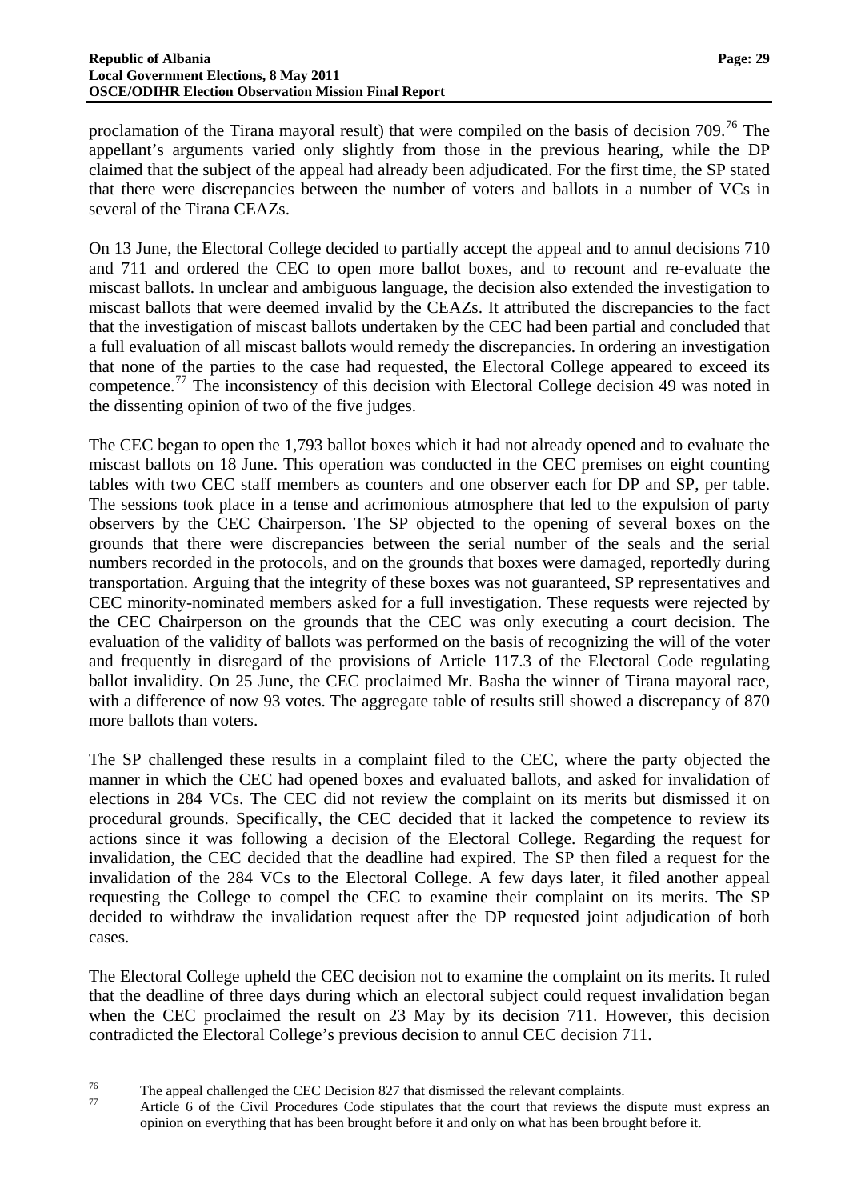proclamation of the Tirana mayoral result) that were compiled on the basis of decision 709.[76] The appellant's arguments varied only slightly from those in the previous hearing, while the DP claimed that the subject of the appeal had already been adjudicated. For the first time, the SP stated that there were discrepancies between the number of voters and ballots in a number of VCs in several of the Tirana CEAZs.

On 13 June, the Electoral College decided to partially accept the appeal and to annul decisions 710 and 711 and ordered the CEC to open more ballot boxes, and to recount and re-evaluate the miscast ballots. In unclear and ambiguous language, the decision also extended the investigation to miscast ballots that were deemed invalid by the CEAZs. It attributed the discrepancies to the fact that the investigation of miscast ballots undertaken by the CEC had been partial and concluded that a full evaluation of all miscast ballots would remedy the discrepancies. In ordering an investigation that none of the parties to the case had requested, the Electoral College appeared to exceed its competence.[77] The inconsistency of this decision with Electoral College decision 49 was noted in the dissenting opinion of two of the five judges.

The CEC began to open the 1,793 ballot boxes which it had not already opened and to evaluate the miscast ballots on 18 June. This operation was conducted in the CEC premises on eight counting tables with two CEC staff members as counters and one observer each for DP and SP, per table. The sessions took place in a tense and acrimonious atmosphere that led to the expulsion of party observers by the CEC Chairperson. The SP objected to the opening of several boxes on the grounds that there were discrepancies between the serial number of the seals and the serial numbers recorded in the protocols, and on the grounds that boxes were damaged, reportedly during transportation. Arguing that the integrity of these boxes was not guaranteed, SP representatives and CEC minority-nominated members asked for a full investigation. These requests were rejected by the CEC Chairperson on the grounds that the CEC was only executing a court decision. The evaluation of the validity of ballots was performed on the basis of recognizing the will of the voter and frequently in disregard of the provisions of Article 117.3 of the Electoral Code regulating ballot invalidity. On 25 June, the CEC proclaimed Mr. Basha the winner of Tirana mayoral race, with a difference of now 93 votes. The aggregate table of results still showed a discrepancy of 870 more ballots than voters.

The SP challenged these results in a complaint filed to the CEC, where the party objected the manner in which the CEC had opened boxes and evaluated ballots, and asked for invalidation of elections in 284 VCs. The CEC did not review the complaint on its merits but dismissed it on procedural grounds. Specifically, the CEC decided that it lacked the competence to review its actions since it was following a decision of the Electoral College. Regarding the request for invalidation, the CEC decided that the deadline had expired. The SP then filed a request for the invalidation of the 284 VCs to the Electoral College. A few days later, it filed another appeal requesting the College to compel the CEC to examine their complaint on its merits. The SP decided to withdraw the invalidation request after the DP requested joint adjudication of both cases.

The Electoral College upheld the CEC decision not to examine the complaint on its merits. It ruled that the deadline of three days during which an electoral subject could request invalidation began when the CEC proclaimed the result on 23 May by its decision 711. However, this decision contradicted the Electoral College's previous decision to annul CEC decision 711.

---

[76] The appeal challenged the CEC Decision 827 that dismissed the relevant complaints.

[77] Article 6 of the Civil Procedures Code stipulates that the court that reviews the dispute must express an opinion on everything that has been brought before it and only on what has been brought before it.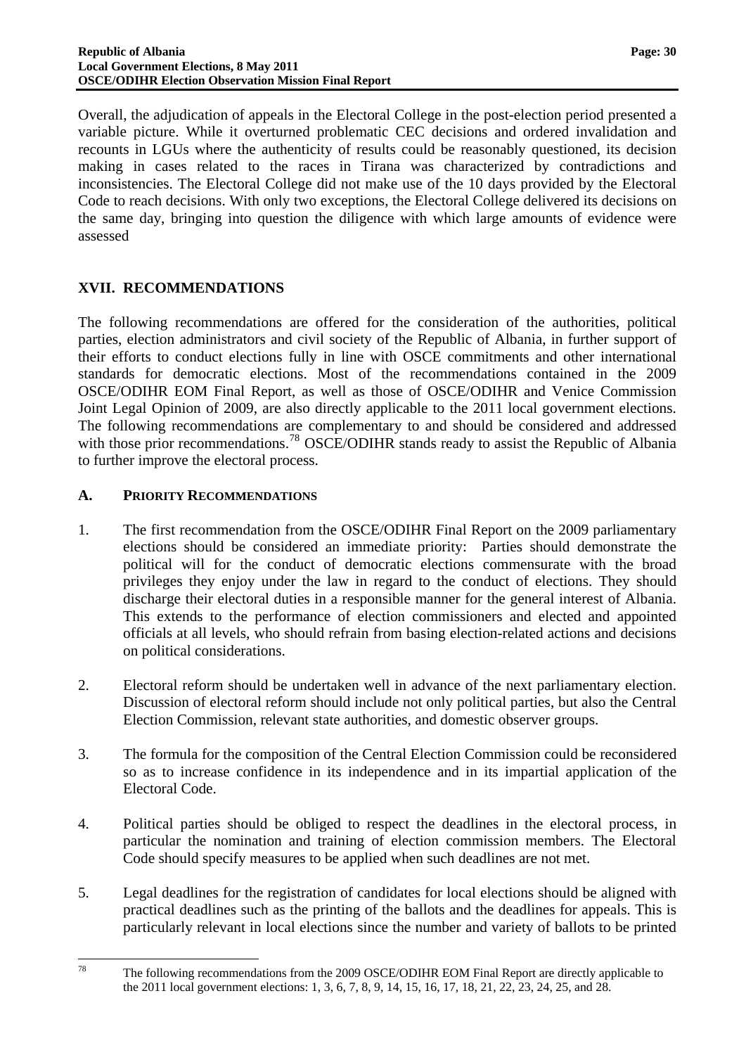Overall, the adjudication of appeals in the Electoral College in the post-election period presented a variable picture. While it overturned problematic CEC decisions and ordered invalidation and recounts in LGUs where the authenticity of results could be reasonably questioned, its decision making in cases related to the races in Tirana was characterized by contradictions and inconsistencies. The Electoral College did not make use of the 10 days provided by the Electoral Code to reach decisions. With only two exceptions, the Electoral College delivered its decisions on the same day, bringing into question the diligence with which large amounts of evidence were assessed

## XVII. RECOMMENDATIONS

The following recommendations are offered for the consideration of the authorities, political parties, election administrators and civil society of the Republic of Albania, in further support of their efforts to conduct elections fully in line with OSCE commitments and other international standards for democratic elections. Most of the recommendations contained in the 2009 OSCE/ODIHR EOM Final Report, as well as those of OSCE/ODIHR and Venice Commission Joint Legal Opinion of 2009, are also directly applicable to the 2011 local government elections. The following recommendations are complementary to and should be considered and addressed with those prior recommendations.[78] OSCE/ODIHR stands ready to assist the Republic of Albania to further improve the electoral process.

### A. PRIORITY RECOMMENDATIONS

1. The first recommendation from the OSCE/ODIHR Final Report on the 2009 parliamentary elections should be considered an immediate priority: Parties should demonstrate the political will for the conduct of democratic elections commensurate with the broad privileges they enjoy under the law in regard to the conduct of elections. They should discharge their electoral duties in a responsible manner for the general interest of Albania. This extends to the performance of election commissioners and elected and appointed officials at all levels, who should refrain from basing election-related actions and decisions on political considerations.

2. Electoral reform should be undertaken well in advance of the next parliamentary election. Discussion of electoral reform should include not only political parties, but also the Central Election Commission, relevant state authorities, and domestic observer groups.

3. The formula for the composition of the Central Election Commission could be reconsidered so as to increase confidence in its independence and in its impartial application of the Electoral Code.

4. Political parties should be obliged to respect the deadlines in the electoral process, in particular the nomination and training of election commission members. The Electoral Code should specify measures to be applied when such deadlines are not met.

5. Legal deadlines for the registration of candidates for local elections should be aligned with practical deadlines such as the printing of the ballots and the deadlines for appeals. This is particularly relevant in local elections since the number and variety of ballots to be printed

---

[78] The following recommendations from the 2009 OSCE/ODIHR EOM Final Report are directly applicable to the 2011 local government elections: 1, 3, 6, 7, 8, 9, 14, 15, 16, 17, 18, 21, 22, 23, 24, 25, and 28.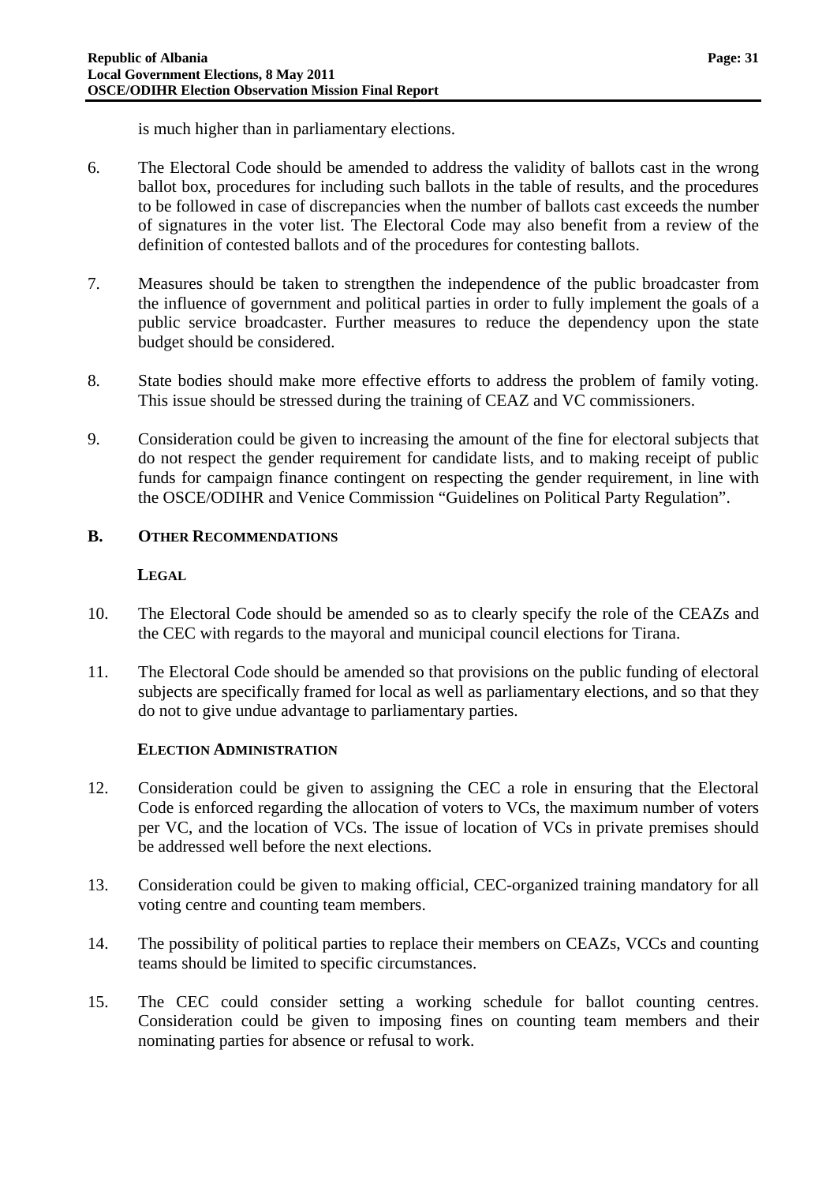is much higher than in parliamentary elections.

6. The Electoral Code should be amended to address the validity of ballots cast in the wrong ballot box, procedures for including such ballots in the table of results, and the procedures to be followed in case of discrepancies when the number of ballots cast exceeds the number of signatures in the voter list. The Electoral Code may also benefit from a review of the definition of contested ballots and of the procedures for contesting ballots.

7. Measures should be taken to strengthen the independence of the public broadcaster from the influence of government and political parties in order to fully implement the goals of a public service broadcaster. Further measures to reduce the dependency upon the state budget should be considered.

8. State bodies should make more effective efforts to address the problem of family voting. This issue should be stressed during the training of CEAZ and VC commissioners.

9. Consideration could be given to increasing the amount of the fine for electoral subjects that do not respect the gender requirement for candidate lists, and to making receipt of public funds for campaign finance contingent on respecting the gender requirement, in line with the OSCE/ODIHR and Venice Commission "Guidelines on Political Party Regulation".

## B. OTHER RECOMMENDATIONS

### LEGAL

10. The Electoral Code should be amended so as to clearly specify the role of the CEAZs and the CEC with regards to the mayoral and municipal council elections for Tirana.

11. The Electoral Code should be amended so that provisions on the public funding of electoral subjects are specifically framed for local as well as parliamentary elections, and so that they do not to give undue advantage to parliamentary parties.

### ELECTION ADMINISTRATION

12. Consideration could be given to assigning the CEC a role in ensuring that the Electoral Code is enforced regarding the allocation of voters to VCs, the maximum number of voters per VC, and the location of VCs. The issue of location of VCs in private premises should be addressed well before the next elections.

13. Consideration could be given to making official, CEC-organized training mandatory for all voting centre and counting team members.

14. The possibility of political parties to replace their members on CEAZs, VCCs and counting teams should be limited to specific circumstances.

15. The CEC could consider setting a working schedule for ballot counting centres. Consideration could be given to imposing fines on counting team members and their nominating parties for absence or refusal to work.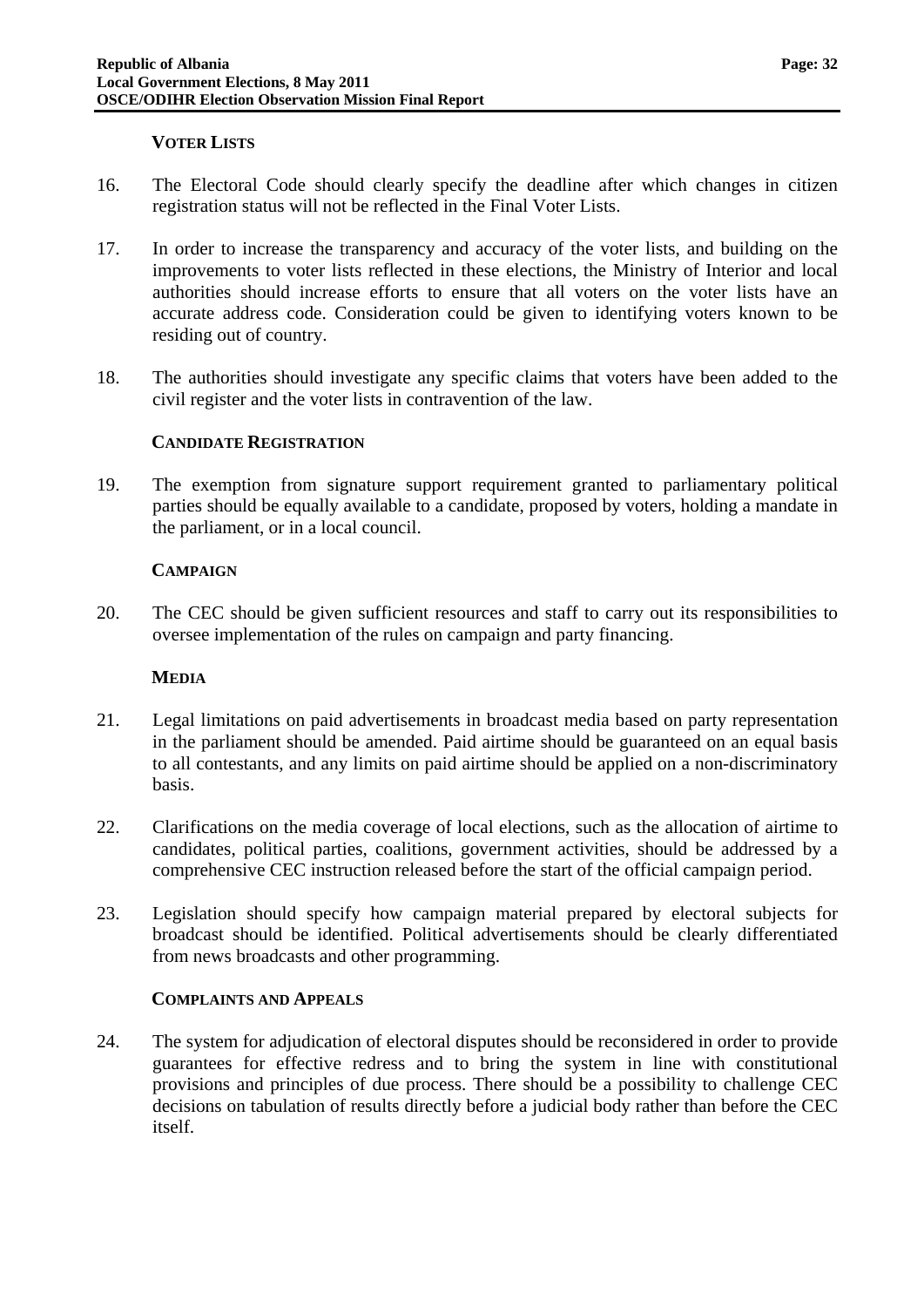### VOTER LISTS

16. The Electoral Code should clearly specify the deadline after which changes in citizen registration status will not be reflected in the Final Voter Lists.

17. In order to increase the transparency and accuracy of the voter lists, and building on the improvements to voter lists reflected in these elections, the Ministry of Interior and local authorities should increase efforts to ensure that all voters on the voter lists have an accurate address code. Consideration could be given to identifying voters known to be residing out of country.

18. The authorities should investigate any specific claims that voters have been added to the civil register and the voter lists in contravention of the law.

### CANDIDATE REGISTRATION

19. The exemption from signature support requirement granted to parliamentary political parties should be equally available to a candidate, proposed by voters, holding a mandate in the parliament, or in a local council.

### CAMPAIGN

20. The CEC should be given sufficient resources and staff to carry out its responsibilities to oversee implementation of the rules on campaign and party financing.

### MEDIA

21. Legal limitations on paid advertisements in broadcast media based on party representation in the parliament should be amended. Paid airtime should be guaranteed on an equal basis to all contestants, and any limits on paid airtime should be applied on a non-discriminatory basis.

22. Clarifications on the media coverage of local elections, such as the allocation of airtime to candidates, political parties, coalitions, government activities, should be addressed by a comprehensive CEC instruction released before the start of the official campaign period.

23. Legislation should specify how campaign material prepared by electoral subjects for broadcast should be identified. Political advertisements should be clearly differentiated from news broadcasts and other programming.

### COMPLAINTS AND APPEALS

24. The system for adjudication of electoral disputes should be reconsidered in order to provide guarantees for effective redress and to bring the system in line with constitutional provisions and principles of due process. There should be a possibility to challenge CEC decisions on tabulation of results directly before a judicial body rather than before the CEC itself.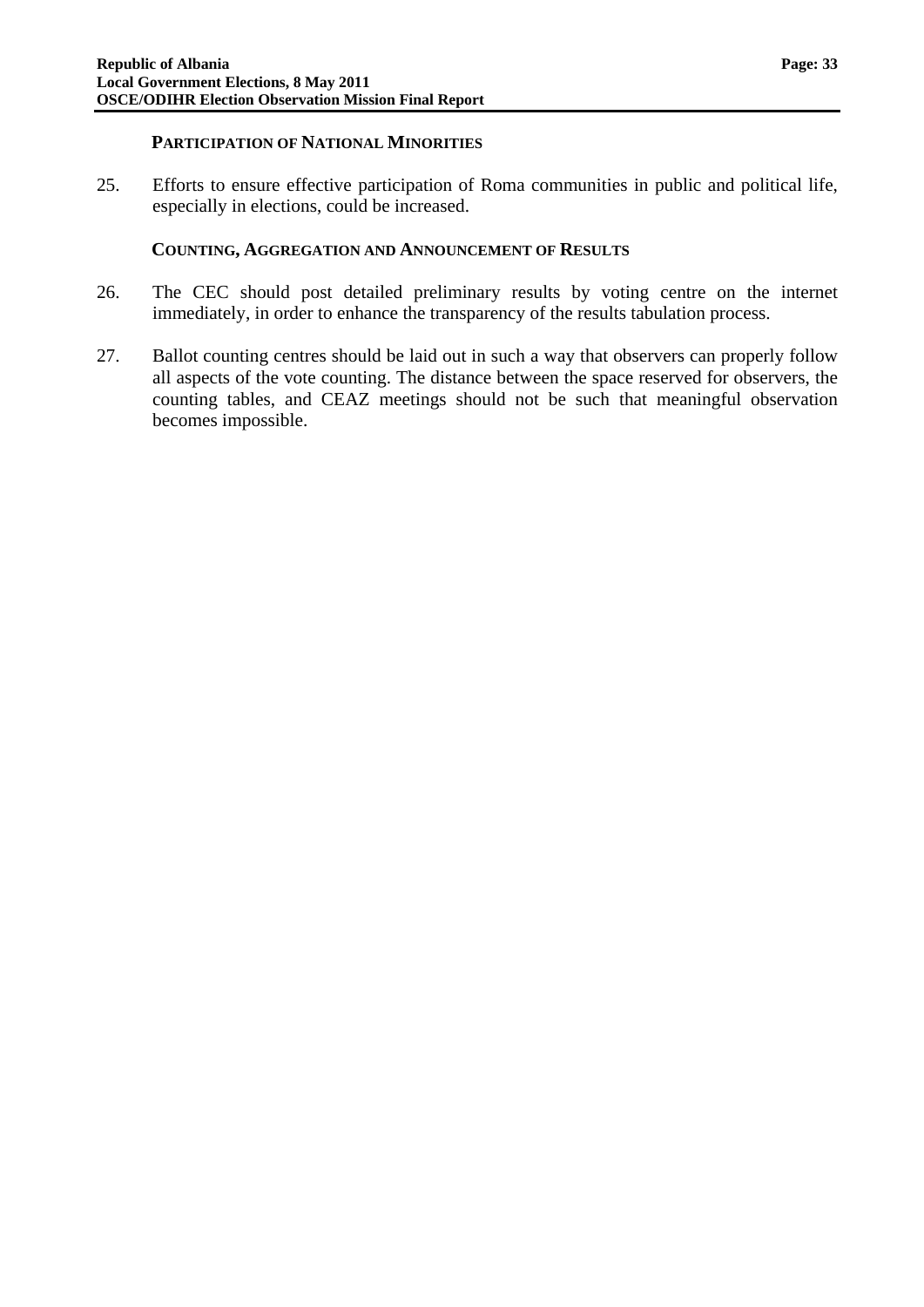### PARTICIPATION OF NATIONAL MINORITIES

25. Efforts to ensure effective participation of Roma communities in public and political life, especially in elections, could be increased.

### COUNTING, AGGREGATION AND ANNOUNCEMENT OF RESULTS

26. The CEC should post detailed preliminary results by voting centre on the internet immediately, in order to enhance the transparency of the results tabulation process.

27. Ballot counting centres should be laid out in such a way that observers can properly follow all aspects of the vote counting. The distance between the space reserved for observers, the counting tables, and CEAZ meetings should not be such that meaningful observation becomes impossible.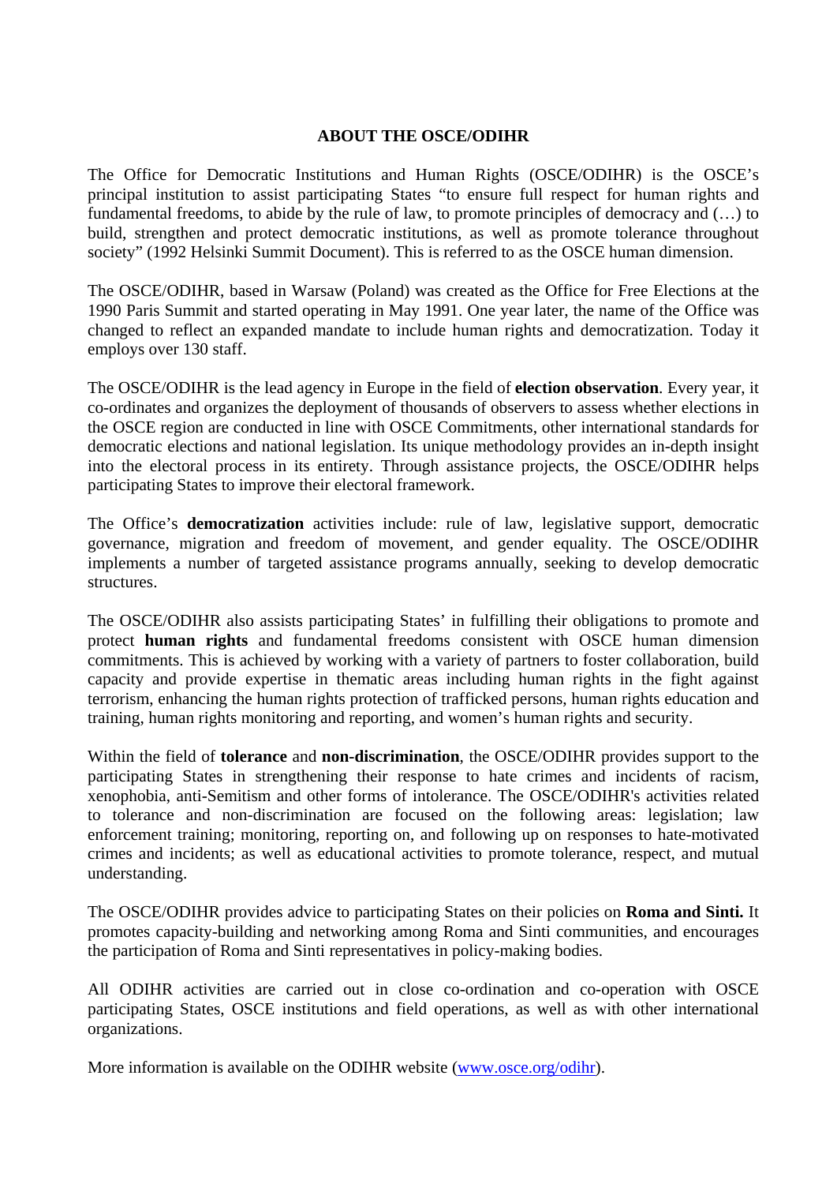## ABOUT THE OSCE/ODIHR

The Office for Democratic Institutions and Human Rights (OSCE/ODIHR) is the OSCE's principal institution to assist participating States "to ensure full respect for human rights and fundamental freedoms, to abide by the rule of law, to promote principles of democracy and (…) to build, strengthen and protect democratic institutions, as well as promote tolerance throughout society" (1992 Helsinki Summit Document). This is referred to as the OSCE human dimension.

The OSCE/ODIHR, based in Warsaw (Poland) was created as the Office for Free Elections at the 1990 Paris Summit and started operating in May 1991. One year later, the name of the Office was changed to reflect an expanded mandate to include human rights and democratization. Today it employs over 130 staff.

The OSCE/ODIHR is the lead agency in Europe in the field of **election observation**. Every year, it co-ordinates and organizes the deployment of thousands of observers to assess whether elections in the OSCE region are conducted in line with OSCE Commitments, other international standards for democratic elections and national legislation. Its unique methodology provides an in-depth insight into the electoral process in its entirety. Through assistance projects, the OSCE/ODIHR helps participating States to improve their electoral framework.

The Office's **democratization** activities include: rule of law, legislative support, democratic governance, migration and freedom of movement, and gender equality. The OSCE/ODIHR implements a number of targeted assistance programs annually, seeking to develop democratic structures.

The OSCE/ODIHR also assists participating States' in fulfilling their obligations to promote and protect **human rights** and fundamental freedoms consistent with OSCE human dimension commitments. This is achieved by working with a variety of partners to foster collaboration, build capacity and provide expertise in thematic areas including human rights in the fight against terrorism, enhancing the human rights protection of trafficked persons, human rights education and training, human rights monitoring and reporting, and women's human rights and security.

Within the field of **tolerance** and **non-discrimination**, the OSCE/ODIHR provides support to the participating States in strengthening their response to hate crimes and incidents of racism, xenophobia, anti-Semitism and other forms of intolerance. The OSCE/ODIHR's activities related to tolerance and non-discrimination are focused on the following areas: legislation; law enforcement training; monitoring, reporting on, and following up on responses to hate-motivated crimes and incidents; as well as educational activities to promote tolerance, respect, and mutual understanding.

The OSCE/ODIHR provides advice to participating States on their policies on **Roma and Sinti.** It promotes capacity-building and networking among Roma and Sinti communities, and encourages the participation of Roma and Sinti representatives in policy-making bodies.

All ODIHR activities are carried out in close co-ordination and co-operation with OSCE participating States, OSCE institutions and field operations, as well as with other international organizations.

More information is available on the ODIHR website (www.osce.org/odihr).